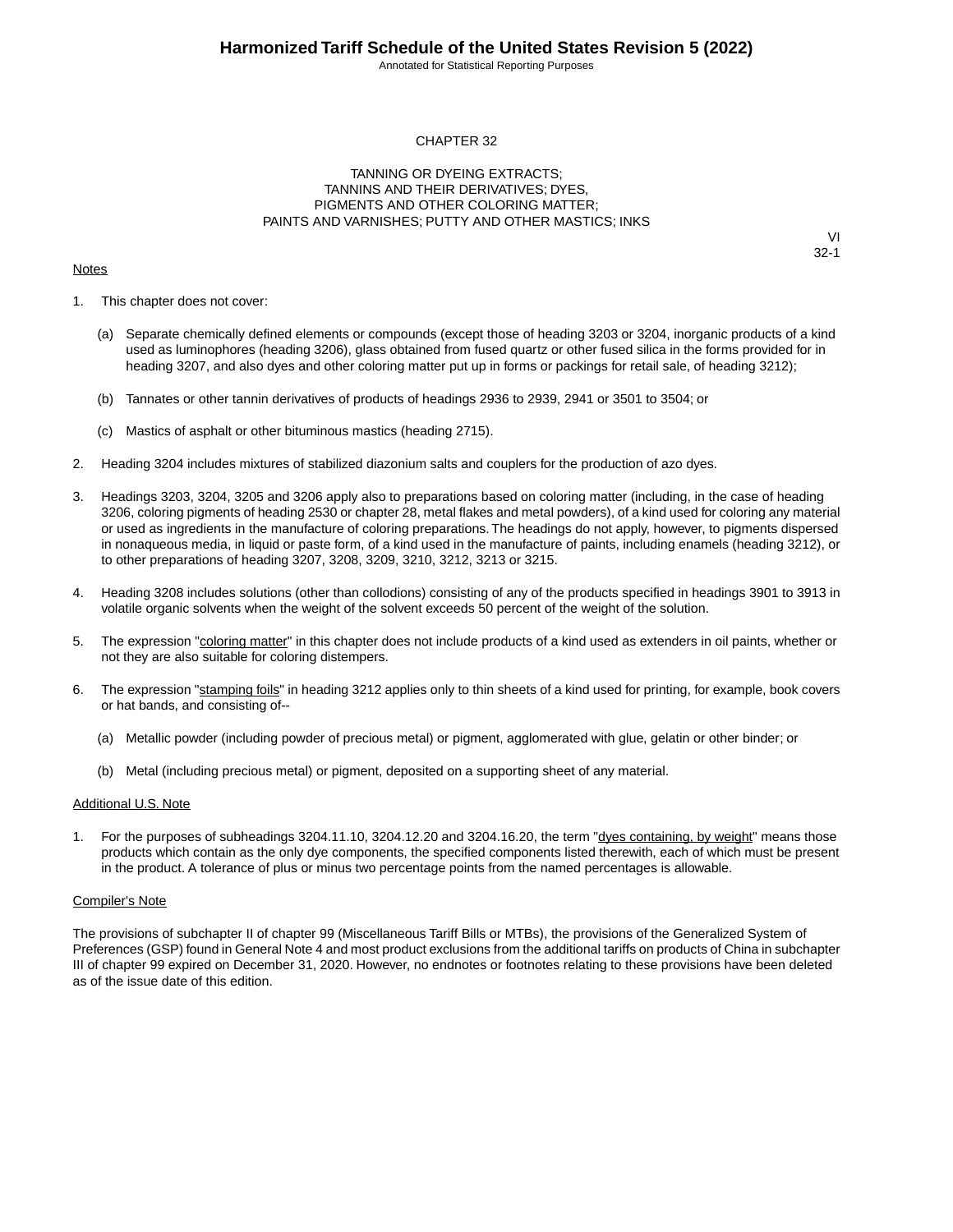# CHAPTER 32

## TANNING OR DYEING EXTRACTS; TANNINS AND THEIR DERIVATIVES; DYES, PIGMENTS AND OTHER COLORING MATTER; PAINTS AND VARNISHES; PUTTY AND OTHER MASTICS; INKS

VI
32-1

Notes

1. This chapter does not cover:

   (a) Separate chemically defined elements or compounds (except those of heading 3203 or 3204, inorganic products of a kind used as luminophores (heading 3206), glass obtained from fused quartz or other fused silica in the forms provided for in heading 3207, and also dyes and other coloring matter put up in forms or packings for retail sale, of heading 3212);

   (b) Tannates or other tannin derivatives of products of headings 2936 to 2939, 2941 or 3501 to 3504; or

   (c) Mastics of asphalt or other bituminous mastics (heading 2715).

2. Heading 3204 includes mixtures of stabilized diazonium salts and couplers for the production of azo dyes.

3. Headings 3203, 3204, 3205 and 3206 apply also to preparations based on coloring matter (including, in the case of heading 3206, coloring pigments of heading 2530 or chapter 28, metal flakes and metal powders), of a kind used for coloring any material or used as ingredients in the manufacture of coloring preparations. The headings do not apply, however, to pigments dispersed in nonaqueous media, in liquid or paste form, of a kind used in the manufacture of paints, including enamels (heading 3212), or to other preparations of heading 3207, 3208, 3209, 3210, 3212, 3213 or 3215.

4. Heading 3208 includes solutions (other than collodions) consisting of any of the products specified in headings 3901 to 3913 in volatile organic solvents when the weight of the solvent exceeds 50 percent of the weight of the solution.

5. The expression "coloring matter" in this chapter does not include products of a kind used as extenders in oil paints, whether or not they are also suitable for coloring distempers.

6. The expression "stamping foils" in heading 3212 applies only to thin sheets of a kind used for printing, for example, book covers or hat bands, and consisting of--

   (a) Metallic powder (including powder of precious metal) or pigment, agglomerated with glue, gelatin or other binder; or

   (b) Metal (including precious metal) or pigment, deposited on a supporting sheet of any material.

Additional U.S. Note

1. For the purposes of subheadings 3204.11.10, 3204.12.20 and 3204.16.20, the term "dyes containing, by weight" means those products which contain as the only dye components, the specified components listed therewith, each of which must be present in the product. A tolerance of plus or minus two percentage points from the named percentages is allowable.

Compiler's Note

The provisions of subchapter II of chapter 99 (Miscellaneous Tariff Bills or MTBs), the provisions of the Generalized System of Preferences (GSP) found in General Note 4 and most product exclusions from the additional tariffs on products of China in subchapter III of chapter 99 expired on December 31, 2020. However, no endnotes or footnotes relating to these provisions have been deleted as of the issue date of this edition.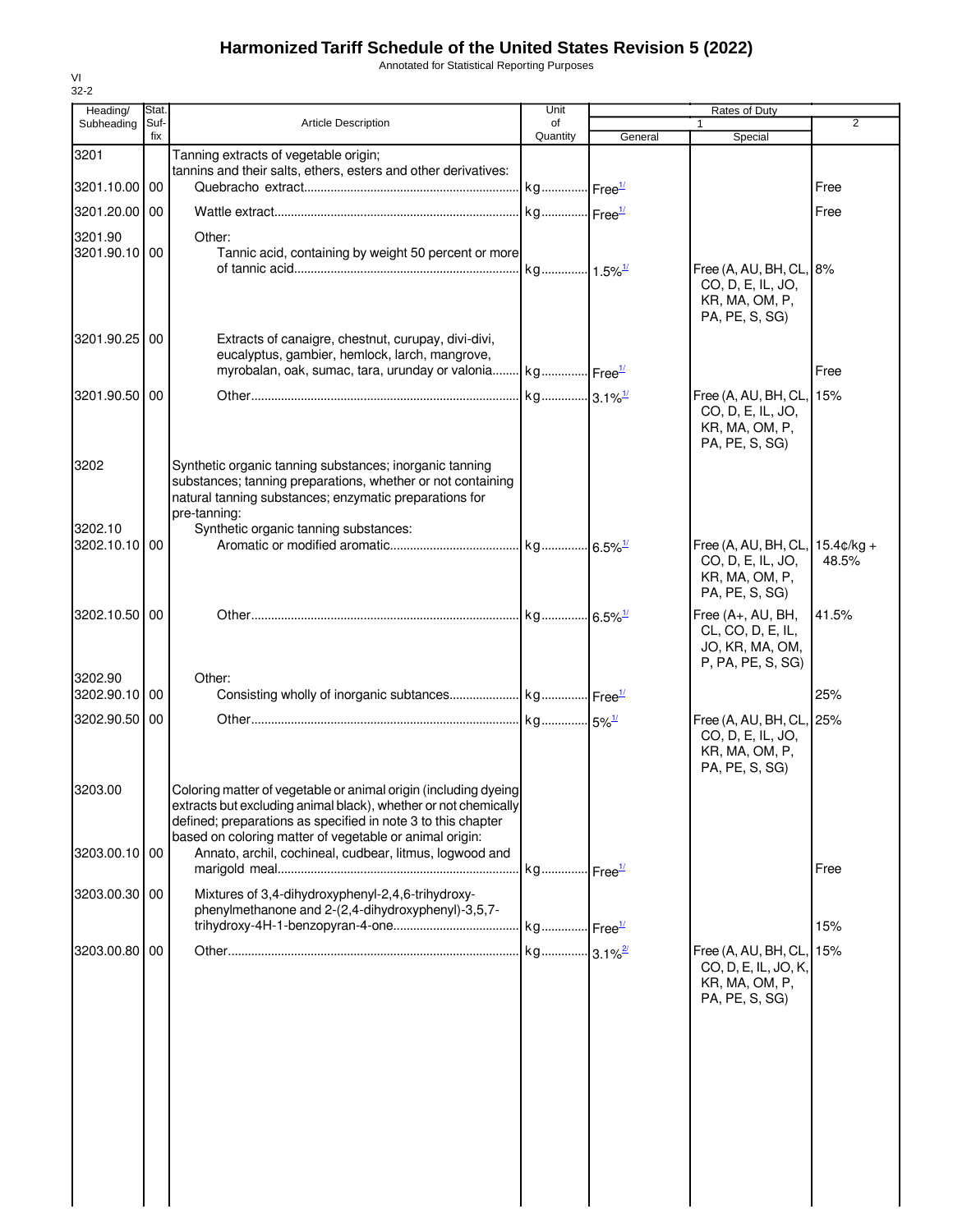# Harmonized Tariff Schedule of the United States Revision 5 (2022)

Annotated for Statistical Reporting Purposes

VI
32-2

| Heading/ Subheading | Stat. Suf- fix | Article Description | Unit of Quantity | Rates of Duty | | |
|---|---|---|---|---|---|---|
| | | | | 1 | | 2 |
| | | | | General | Special | |
| 3201 | | Tanning extracts of vegetable origin; tannins and their salts, ethers, esters and other derivatives: | | | | |
| 3201.10.00 | 00 | Quebracho extract | kg | Free[1/] | | Free |
| 3201.20.00 | 00 | Wattle extract | kg | Free[1/] | | Free |
| 3201.90 | | Other: | | | | |
| 3201.90.10 | 00 | Tannic acid, containing by weight 50 percent or more of tannic acid | kg | 1.5%[1/] | Free (A, AU, BH, CL, CO, D, E, IL, JO, KR, MA, OM, P, PA, PE, S, SG) | 8% |
| 3201.90.25 | 00 | Extracts of canaigre, chestnut, curupay, divi-divi, eucalyptus, gambier, hemlock, larch, mangrove, myrobalan, oak, sumac, tara, urunday or valonia | kg | Free[1/] | | Free |
| 3201.90.50 | 00 | Other | kg | 3.1%[1/] | Free (A, AU, BH, CL, CO, D, E, IL, JO, KR, MA, OM, P, PA, PE, S, SG) | 15% |
| 3202 | | Synthetic organic tanning substances; inorganic tanning substances; tanning preparations, whether or not containing natural tanning substances; enzymatic preparations for pre-tanning: | | | | |
| 3202.10 | | Synthetic organic tanning substances: | | | | |
| 3202.10.10 | 00 | Aromatic or modified aromatic | kg | 6.5%[1/] | Free (A, AU, BH, CL, CO, D, E, IL, JO, KR, MA, OM, P, PA, PE, S, SG) | 15.4¢/kg + 48.5% |
| 3202.10.50 | 00 | Other | kg | 6.5%[1/] | Free (A+, AU, BH, CL, CO, D, E, IL, JO, KR, MA, OM, P, PA, PE, S, SG) | 41.5% |
| 3202.90 | | Other: | | | | |
| 3202.90.10 | 00 | Consisting wholly of inorganic subtances | kg | Free[1/] | | 25% |
| 3202.90.50 | 00 | Other | kg | 5%[1/] | Free (A, AU, BH, CL, CO, D, E, IL, JO, KR, MA, OM, P, PA, PE, S, SG) | 25% |
| 3203.00 | | Coloring matter of vegetable or animal origin (including dyeing extracts but excluding animal black), whether or not chemically defined; preparations as specified in note 3 to this chapter based on coloring matter of vegetable or animal origin: | | | | |
| 3203.00.10 | 00 | Annato, archil, cochineal, cudbear, litmus, logwood and marigold meal | kg | Free[1/] | | Free |
| 3203.00.30 | 00 | Mixtures of 3,4-dihydroxyphenyl-2,4,6-trihydroxy-phenylmethanone and 2-(2,4-dihydroxyphenyl)-3,5,7-trihydroxy-4H-1-benzopyran-4-one | kg | Free[1/] | | 15% |
| 3203.00.80 | 00 | Other | kg | 3.1%[2/] | Free (A, AU, BH, CL, CO, D, E, IL, JO, K, KR, MA, OM, P, PA, PE, S, SG) | 15% |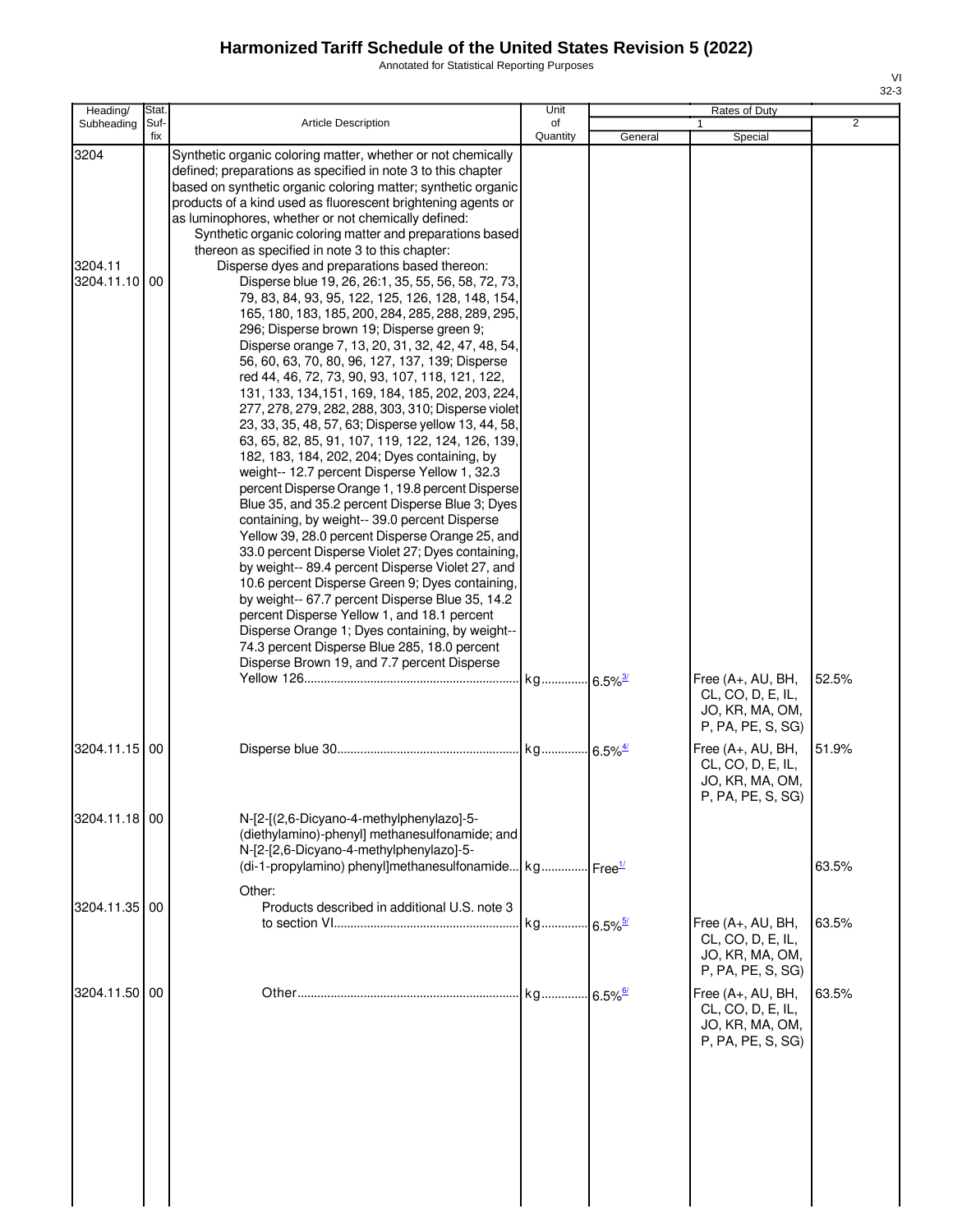# Harmonized Tariff Schedule of the United States Revision 5 (2022)

Annotated for Statistical Reporting Purposes

| Heading/ Subheading | Stat. Suf- fix | Article Description | Unit of Quantity | Rates of Duty 1 General | Special | 2 |
|---|---|---|---|---|---|---|
| 3204 | | Synthetic organic coloring matter, whether or not chemically defined; preparations as specified in note 3 to this chapter based on synthetic organic coloring matter; synthetic organic products of a kind used as fluorescent brightening agents or as luminophores, whether or not chemically defined: | | | | |
| | | Synthetic organic coloring matter and preparations based thereon as specified in note 3 to this chapter: | | | | |
| 3204.11 | | Disperse dyes and preparations based thereon: | | | | |
| 3204.11.10 | 00 | Disperse blue 19, 26, 26:1, 35, 55, 56, 58, 72, 73, 79, 83, 84, 93, 95, 122, 125, 126, 128, 148, 154, 165, 180, 183, 185, 200, 284, 285, 288, 289, 295, 296; Disperse brown 19; Disperse green 9; Disperse orange 7, 13, 20, 31, 32, 42, 47, 48, 54, 56, 60, 63, 70, 80, 96, 127, 137, 139; Disperse red 44, 46, 72, 73, 90, 93, 107, 118, 121, 122, 131, 133, 134,151, 169, 184, 185, 202, 203, 224, 277, 278, 279, 282, 288, 303, 310; Disperse violet 23, 33, 35, 48, 57, 63; Disperse yellow 13, 44, 58, 63, 65, 82, 85, 91, 107, 119, 122, 124, 126, 139, 182, 183, 184, 202, 204; Dyes containing, by weight-- 12.7 percent Disperse Yellow 1, 32.3 percent Disperse Orange 1, 19.8 percent Disperse Blue 35, and 35.2 percent Disperse Blue 3; Dyes containing, by weight-- 39.0 percent Disperse Yellow 39, 28.0 percent Disperse Orange 25, and 33.0 percent Disperse Violet 27; Dyes containing, by weight-- 89.4 percent Disperse Violet 27, and 10.6 percent Disperse Green 9; Dyes containing, by weight-- 67.7 percent Disperse Blue 35, 14.2 percent Disperse Yellow 1, and 18.1 percent Disperse Orange 1; Dyes containing, by weight-- 74.3 percent Disperse Blue 285, 18.0 percent Disperse Brown 19, and 7.7 percent Disperse Yellow 126 | kg | 6.5%[3/] | Free (A+, AU, BH, CL, CO, D, E, IL, JO, KR, MA, OM, P, PA, PE, S, SG) | 52.5% |
| 3204.11.15 | 00 | Disperse blue 30 | kg | 6.5%[4/] | Free (A+, AU, BH, CL, CO, D, E, IL, JO, KR, MA, OM, P, PA, PE, S, SG) | 51.9% |
| 3204.11.18 | 00 | N-[2-[(2,6-Dicyano-4-methylphenylazo]-5-(diethylamino)-phenyl] methanesulfonamide; and N-[2-[2,6-Dicyano-4-methylphenylazo]-5-(di-1-propylamino) phenyl]methanesulfonamide | kg | Free[1/] | | 63.5% |
| | | Other: | | | | |
| 3204.11.35 | 00 | Products described in additional U.S. note 3 to section VI | kg | 6.5%[5/] | Free (A+, AU, BH, CL, CO, D, E, IL, JO, KR, MA, OM, P, PA, PE, S, SG) | 63.5% |
| 3204.11.50 | 00 | Other | kg | 6.5%[6/] | Free (A+, AU, BH, CL, CO, D, E, IL, JO, KR, MA, OM, P, PA, PE, S, SG) | 63.5% |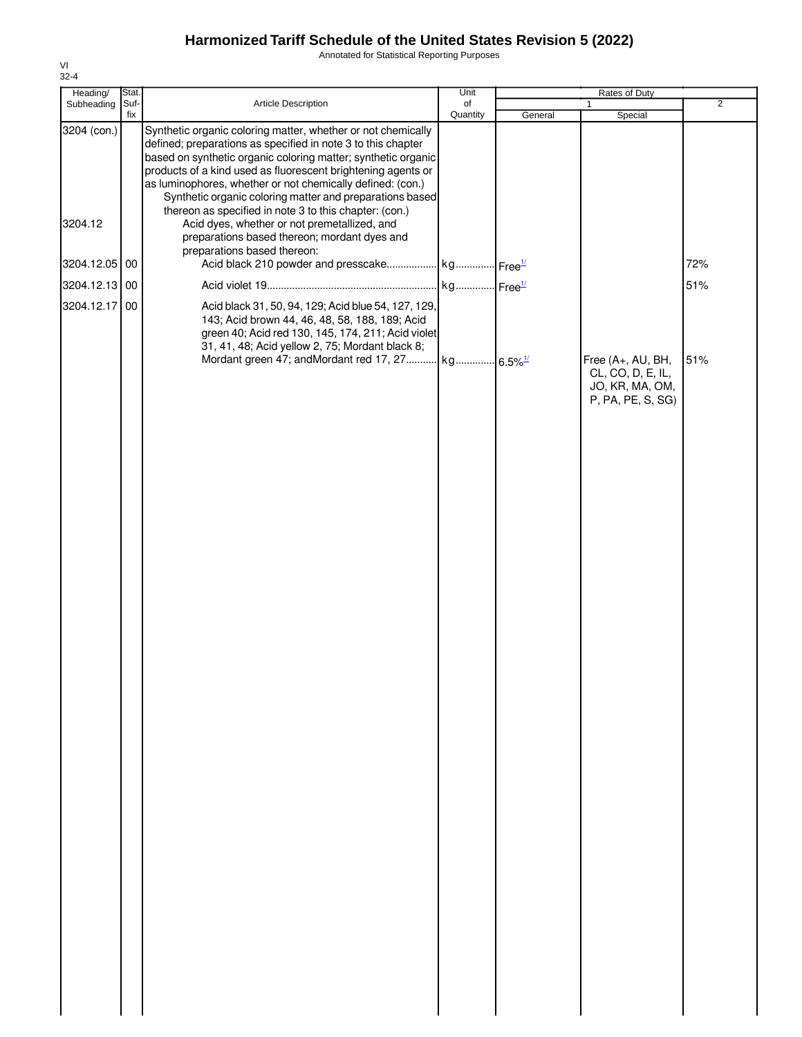# Harmonized Tariff Schedule of the United States Revision 5 (2022)

Annotated for Statistical Reporting Purposes

VI
32-4

| Heading/ Subheading | Stat. Suf- fix | Article Description | Unit of Quantity | Rates of Duty 1 General | Special | 2 |
|---|---|---|---|---|---|---|
| 3204 (con.) | | Synthetic organic coloring matter, whether or not chemically defined; preparations as specified in note 3 to this chapter based on synthetic organic coloring matter; synthetic organic products of a kind used as fluorescent brightening agents or as luminophores, whether or not chemically defined: (con.) | | | | |
| | | Synthetic organic coloring matter and preparations based thereon as specified in note 3 to this chapter: (con.) | | | | |
| 3204.12 | | Acid dyes, whether or not premetallized, and preparations based thereon; mordant dyes and preparations based thereon: | | | | |
| 3204.12.05 | 00 | Acid black 210 powder and presscake | kg | Free[1/] | | 72% |
| 3204.12.13 | 00 | Acid violet 19 | kg | Free[1/] | | 51% |
| 3204.12.17 | 00 | Acid black 31, 50, 94, 129; Acid blue 54, 127, 129, 143; Acid brown 44, 46, 48, 58, 188, 189; Acid green 40; Acid red 130, 145, 174, 211; Acid violet 31, 41, 48; Acid yellow 2, 75; Mordant black 8; Mordant green 47; andMordant red 17, 27 | kg | 6.5%[1/] | Free (A+, AU, BH, CL, CO, D, E, IL, JO, KR, MA, OM, P, PA, PE, S, SG) | 51% |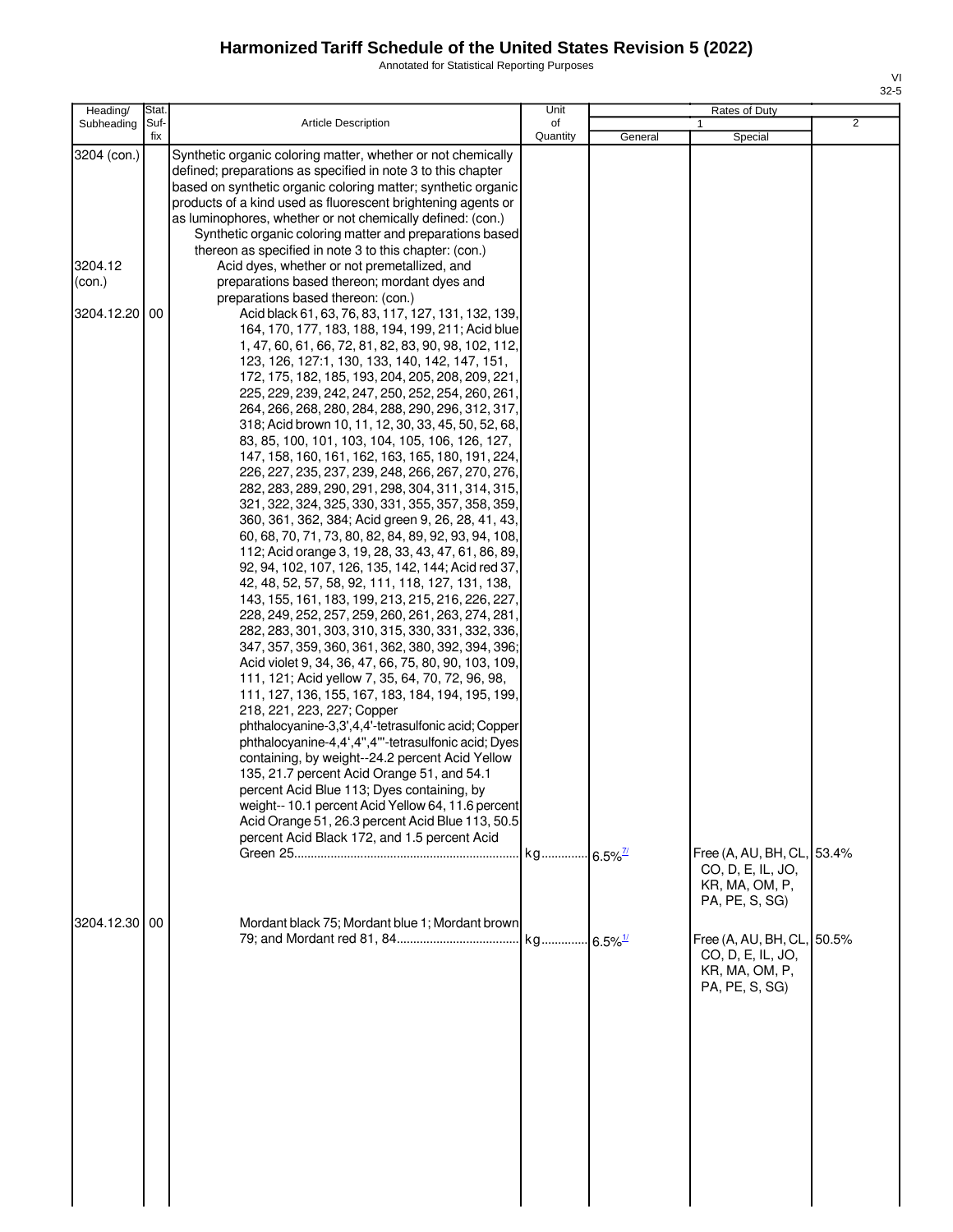# Harmonized Tariff Schedule of the United States Revision 5 (2022)

Annotated for Statistical Reporting Purposes

| Heading/ Subheading | Stat. Suf- fix | Article Description | Unit of Quantity | Rates of Duty 1 General | Rates of Duty 1 Special | Rates of Duty 2 |
|---|---|---|---|---|---|---|
| 3204 (con.) | | Synthetic organic coloring matter, whether or not chemically defined; preparations as specified in note 3 to this chapter based on synthetic organic coloring matter; synthetic organic products of a kind used as fluorescent brightening agents or as luminophores, whether or not chemically defined: (con.) | | | | |
| | | Synthetic organic coloring matter and preparations based thereon as specified in note 3 to this chapter: (con.) | | | | |
| 3204.12 (con.) | | Acid dyes, whether or not premetallized, and preparations based thereon; mordant dyes and preparations based thereon: (con.) | | | | |
| 3204.12.20 | 00 | Acid black 61, 63, 76, 83, 117, 127, 131, 132, 139, 164, 170, 177, 183, 188, 194, 199, 211; Acid blue 1, 47, 60, 61, 66, 72, 81, 82, 83, 90, 98, 102, 112, 123, 126, 127:1, 130, 133, 140, 142, 147, 151, 172, 175, 182, 185, 193, 204, 205, 208, 209, 221, 225, 229, 239, 242, 247, 250, 252, 254, 260, 261, 264, 266, 268, 280, 284, 288, 290, 296, 312, 317, 318; Acid brown 10, 11, 12, 30, 33, 45, 50, 52, 68, 83, 85, 100, 101, 103, 104, 105, 106, 126, 127, 147, 158, 160, 161, 162, 163, 165, 180, 191, 224, 226, 227, 235, 237, 239, 248, 266, 267, 270, 276, 282, 283, 289, 290, 291, 298, 304, 311, 314, 315, 321, 322, 324, 325, 330, 331, 355, 357, 358, 359, 360, 361, 362, 384; Acid green 9, 26, 28, 41, 43, 60, 68, 70, 71, 73, 80, 82, 84, 89, 92, 93, 94, 108, 112; Acid orange 3, 19, 28, 33, 43, 47, 61, 86, 89, 92, 94, 102, 107, 126, 135, 142, 144; Acid red 37, 42, 48, 52, 57, 58, 92, 111, 118, 127, 131, 138, 143, 155, 161, 183, 199, 213, 215, 216, 226, 227, 228, 249, 252, 257, 259, 260, 261, 263, 274, 281, 282, 283, 301, 303, 310, 315, 330, 331, 332, 336, 347, 357, 359, 360, 361, 362, 380, 392, 394, 396; Acid violet 9, 34, 36, 47, 66, 75, 80, 90, 103, 109, 111, 121; Acid yellow 7, 35, 64, 70, 72, 96, 98, 111, 127, 136, 155, 167, 183, 184, 194, 195, 199, 218, 221, 223, 227; Copper phthalocyanine-3,3',4,4'-tetrasulfonic acid; Copper phthalocyanine-4,4',4'',4'''-tetrasulfonic acid; Dyes containing, by weight--24.2 percent Acid Yellow 135, 21.7 percent Acid Orange 51, and 54.1 percent Acid Blue 113; Dyes containing, by weight-- 10.1 percent Acid Yellow 64, 11.6 percent Acid Orange 51, 26.3 percent Acid Blue 113, 50.5 percent Acid Black 172, and 1.5 percent Acid Green 25 | kg | 6.5%[7/] | Free (A, AU, BH, CL, CO, D, E, IL, JO, KR, MA, OM, P, PA, PE, S, SG) | 53.4% |
| 3204.12.30 | 00 | Mordant black 75; Mordant blue 1; Mordant brown 79; and Mordant red 81, 84 | kg | 6.5%[1/] | Free (A, AU, BH, CL, CO, D, E, IL, JO, KR, MA, OM, P, PA, PE, S, SG) | 50.5% |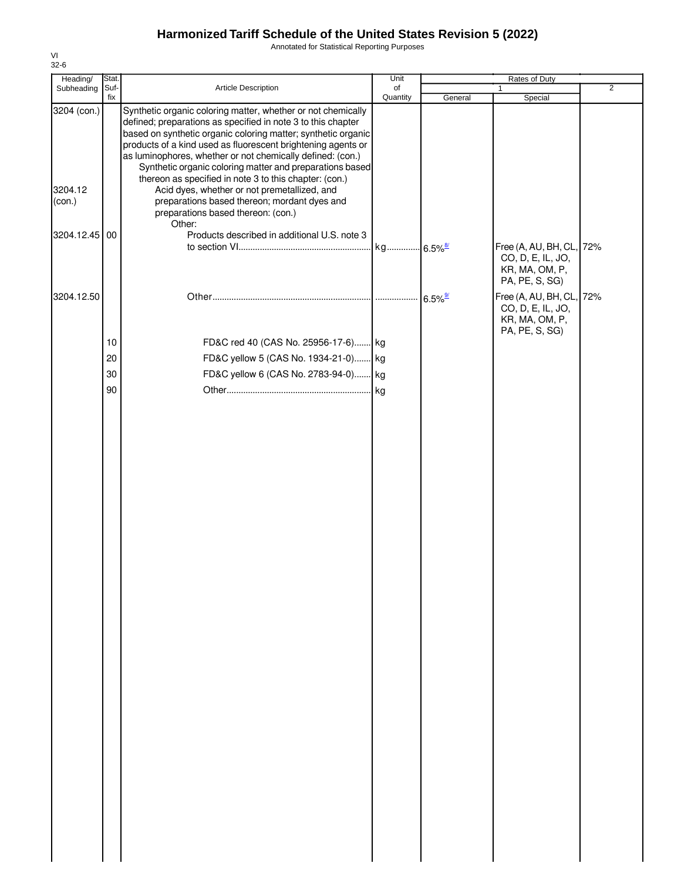# Harmonized Tariff Schedule of the United States Revision 5 (2022)

Annotated for Statistical Reporting Purposes

VI
32-6

| Heading/ Subheading | Stat. Suf-fix | Article Description | Unit of Quantity | Rates of Duty 1 General | Special | 2 |
|---|---|---|---|---|---|---|
| 3204 (con.) | | Synthetic organic coloring matter, whether or not chemically defined; preparations as specified in note 3 to this chapter based on synthetic organic coloring matter; synthetic organic products of a kind used as fluorescent brightening agents or as luminophores, whether or not chemically defined: (con.) | | | | |
| | | Synthetic organic coloring matter and preparations based thereon as specified in note 3 to this chapter: (con.) | | | | |
| 3204.12 (con.) | | Acid dyes, whether or not premetallized, and preparations based thereon; mordant dyes and preparations based thereon: (con.) | | | | |
| | | Other: | | | | |
| 3204.12.45 | 00 | Products described in additional U.S. note 3 to section VI | kg | 6.5%[8/] | Free (A, AU, BH, CL, CO, D, E, IL, JO, KR, MA, OM, P, PA, PE, S, SG) | 72% |
| 3204.12.50 | | Other | | 6.5%[9/] | Free (A, AU, BH, CL, CO, D, E, IL, JO, KR, MA, OM, P, PA, PE, S, SG) | 72% |
| | 10 | FD&C red 40 (CAS No. 25956-17-6) | kg | | | |
| | 20 | FD&C yellow 5 (CAS No. 1934-21-0) | kg | | | |
| | 30 | FD&C yellow 6 (CAS No. 2783-94-0) | kg | | | |
| | 90 | Other | kg | | | |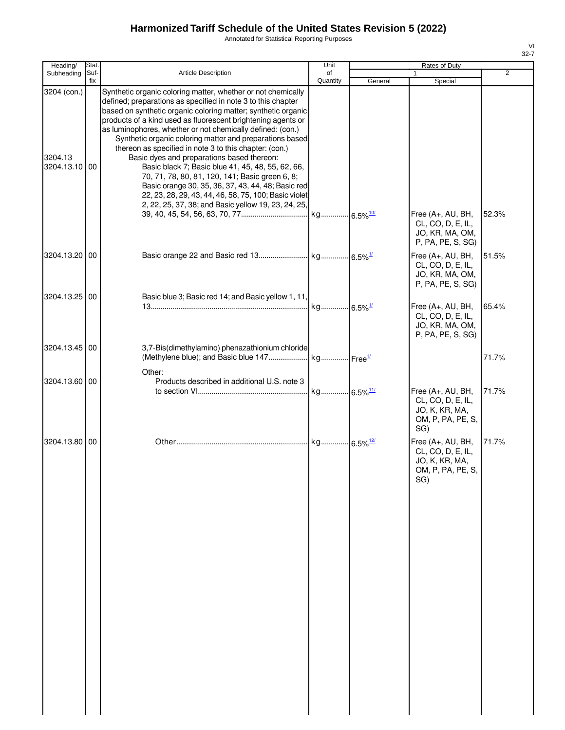# Harmonized Tariff Schedule of the United States Revision 5 (2022)

Annotated for Statistical Reporting Purposes

| Heading/ Subheading | Stat. Suf- fix | Article Description | Unit of Quantity | Rates of Duty 1 General | Special | 2 |
|---|---|---|---|---|---|---|
| 3204 (con.) | | Synthetic organic coloring matter, whether or not chemically defined; preparations as specified in note 3 to this chapter based on synthetic organic coloring matter; synthetic organic products of a kind used as fluorescent brightening agents or as luminophores, whether or not chemically defined: (con.) | | | | |
| | | Synthetic organic coloring matter and preparations based thereon as specified in note 3 to this chapter: (con.) | | | | |
| 3204.13 | | Basic dyes and preparations based thereon: | | | | |
| 3204.13.10 | 00 | Basic black 7; Basic blue 41, 45, 48, 55, 62, 66, 70, 71, 78, 80, 81, 120, 141; Basic green 6, 8; Basic orange 30, 35, 36, 37, 43, 44, 48; Basic red 22, 23, 28, 29, 43, 44, 46, 58, 75, 100; Basic violet 2, 22, 25, 37, 38; and Basic yellow 19, 23, 24, 25, 39, 40, 45, 54, 56, 63, 70, 77 | kg | 6.5%[10/] | Free (A+, AU, BH, CL, CO, D, E, IL, JO, KR, MA, OM, P, PA, PE, S, SG) | 52.3% |
| 3204.13.20 | 00 | Basic orange 22 and Basic red 13 | kg | 6.5%[1/] | Free (A+, AU, BH, CL, CO, D, E, IL, JO, KR, MA, OM, P, PA, PE, S, SG) | 51.5% |
| 3204.13.25 | 00 | Basic blue 3; Basic red 14; and Basic yellow 1, 11, 13 | kg | 6.5%[1/] | Free (A+, AU, BH, CL, CO, D, E, IL, JO, KR, MA, OM, P, PA, PE, S, SG) | 65.4% |
| 3204.13.45 | 00 | 3,7-Bis(dimethylamino) phenazathionium chloride (Methylene blue); and Basic blue 147 | kg | Free[1/] | | 71.7% |
| | | Other: | | | | |
| 3204.13.60 | 00 | Products described in additional U.S. note 3 to section VI | kg | 6.5%[11/] | Free (A+, AU, BH, CL, CO, D, E, IL, JO, K, KR, MA, OM, P, PA, PE, S, SG) | 71.7% |
| 3204.13.80 | 00 | Other | kg | 6.5%[12/] | Free (A+, AU, BH, CL, CO, D, E, IL, JO, K, KR, MA, OM, P, PA, PE, S, SG) | 71.7% |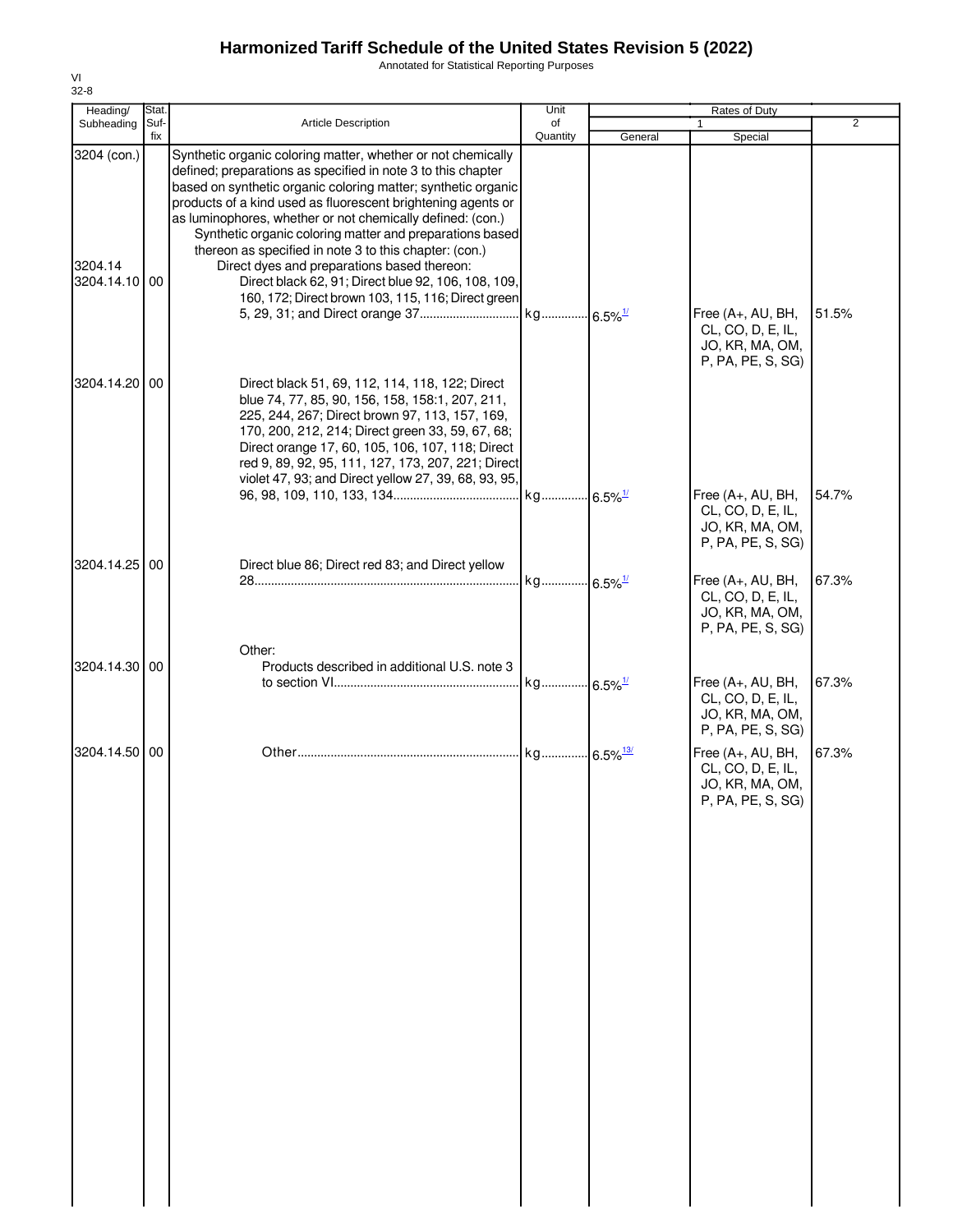# Harmonized Tariff Schedule of the United States Revision 5 (2022)

Annotated for Statistical Reporting Purposes

| Heading/ Subheading | Stat. Suf- fix | Article Description | Unit of Quantity | Rates of Duty 1 General | Rates of Duty 1 Special | Rates of Duty 2 |
|---|---|---|---|---|---|---|
| 3204 (con.) | | Synthetic organic coloring matter, whether or not chemically defined; preparations as specified in note 3 to this chapter based on synthetic organic coloring matter; synthetic organic products of a kind used as fluorescent brightening agents or as luminophores, whether or not chemically defined: (con.) | | | | |
| | | Synthetic organic coloring matter and preparations based thereon as specified in note 3 to this chapter: (con.) | | | | |
| 3204.14 | | Direct dyes and preparations based thereon: | | | | |
| 3204.14.10 | 00 | Direct black 62, 91; Direct blue 92, 106, 108, 109, 160, 172; Direct brown 103, 115, 116; Direct green 5, 29, 31; and Direct orange 37 | kg | 6.5%[1/] | Free (A+, AU, BH, CL, CO, D, E, IL, JO, KR, MA, OM, P, PA, PE, S, SG) | 51.5% |
| 3204.14.20 | 00 | Direct black 51, 69, 112, 114, 118, 122; Direct blue 74, 77, 85, 90, 156, 158, 158:1, 207, 211, 225, 244, 267; Direct brown 97, 113, 157, 169, 170, 200, 212, 214; Direct green 33, 59, 67, 68; Direct orange 17, 60, 105, 106, 107, 118; Direct red 9, 89, 92, 95, 111, 127, 173, 207, 221; Direct violet 47, 93; and Direct yellow 27, 39, 68, 93, 95, 96, 98, 109, 110, 133, 134 | kg | 6.5%[1/] | Free (A+, AU, BH, CL, CO, D, E, IL, JO, KR, MA, OM, P, PA, PE, S, SG) | 54.7% |
| 3204.14.25 | 00 | Direct blue 86; Direct red 83; and Direct yellow 28 | kg | 6.5%[1/] | Free (A+, AU, BH, CL, CO, D, E, IL, JO, KR, MA, OM, P, PA, PE, S, SG) | 67.3% |
| | | Other: | | | | |
| 3204.14.30 | 00 | Products described in additional U.S. note 3 to section VI | kg | 6.5%[1/] | Free (A+, AU, BH, CL, CO, D, E, IL, JO, KR, MA, OM, P, PA, PE, S, SG) | 67.3% |
| 3204.14.50 | 00 | Other | kg | 6.5%[13/] | Free (A+, AU, BH, CL, CO, D, E, IL, JO, KR, MA, OM, P, PA, PE, S, SG) | 67.3% |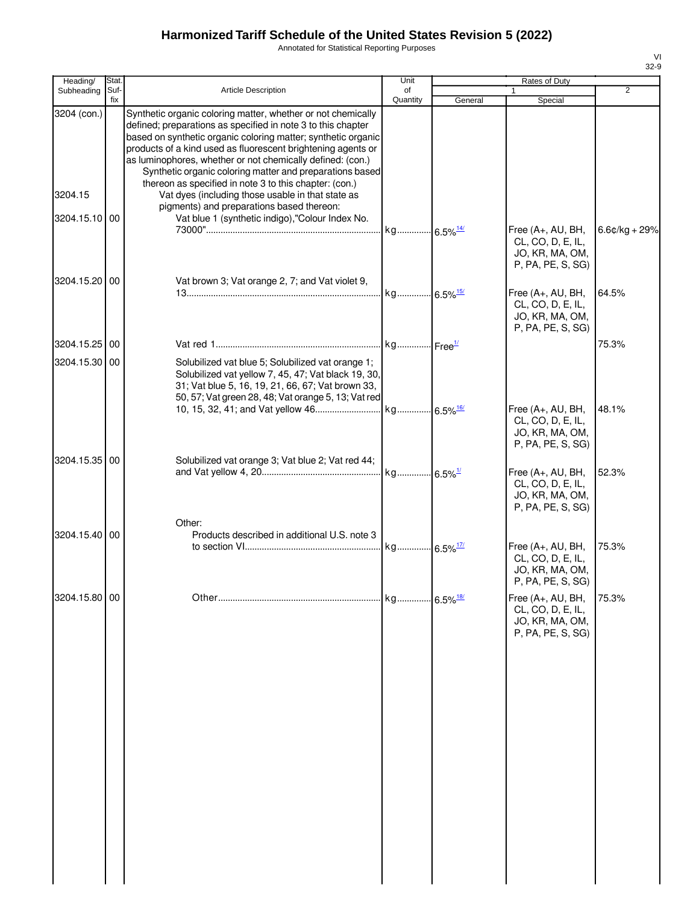# Harmonized Tariff Schedule of the United States Revision 5 (2022)

Annotated for Statistical Reporting Purposes

| Heading/ Subheading | Stat. Suf- fix | Article Description | Unit of Quantity | Rates of Duty 1 General | Special | 2 |
|---|---|---|---|---|---|---|
| 3204 (con.) | | Synthetic organic coloring matter, whether or not chemically defined; preparations as specified in note 3 to this chapter based on synthetic organic coloring matter; synthetic organic products of a kind used as fluorescent brightening agents or as luminophores, whether or not chemically defined: (con.) | | | | |
| | | Synthetic organic coloring matter and preparations based thereon as specified in note 3 to this chapter: (con.) | | | | |
| 3204.15 | | Vat dyes (including those usable in that state as pigments) and preparations based thereon: | | | | |
| 3204.15.10 | 00 | Vat blue 1 (synthetic indigo),"Colour Index No. 73000" | kg | 6.5%[14/] | Free (A+, AU, BH, CL, CO, D, E, IL, JO, KR, MA, OM, P, PA, PE, S, SG) | 6.6¢/kg + 29% |
| 3204.15.20 | 00 | Vat brown 3; Vat orange 2, 7; and Vat violet 9, 13 | kg | 6.5%[15/] | Free (A+, AU, BH, CL, CO, D, E, IL, JO, KR, MA, OM, P, PA, PE, S, SG) | 64.5% |
| 3204.15.25 | 00 | Vat red 1 | kg | Free[1/] | | 75.3% |
| 3204.15.30 | 00 | Solubilized vat blue 5; Solubilized vat orange 1; Solubilized vat yellow 7, 45, 47; Vat black 19, 30, 31; Vat blue 5, 16, 19, 21, 66, 67; Vat brown 33, 50, 57; Vat green 28, 48; Vat orange 5, 13; Vat red 10, 15, 32, 41; and Vat yellow 46 | kg | 6.5%[16/] | Free (A+, AU, BH, CL, CO, D, E, IL, JO, KR, MA, OM, P, PA, PE, S, SG) | 48.1% |
| 3204.15.35 | 00 | Solubilized vat orange 3; Vat blue 2; Vat red 44; and Vat yellow 4, 20 | kg | 6.5%[1/] | Free (A+, AU, BH, CL, CO, D, E, IL, JO, KR, MA, OM, P, PA, PE, S, SG) | 52.3% |
| | | Other: | | | | |
| 3204.15.40 | 00 | Products described in additional U.S. note 3 to section VI | kg | 6.5%[17/] | Free (A+, AU, BH, CL, CO, D, E, IL, JO, KR, MA, OM, P, PA, PE, S, SG) | 75.3% |
| 3204.15.80 | 00 | Other | kg | 6.5%[18/] | Free (A+, AU, BH, CL, CO, D, E, IL, JO, KR, MA, OM, P, PA, PE, S, SG) | 75.3% |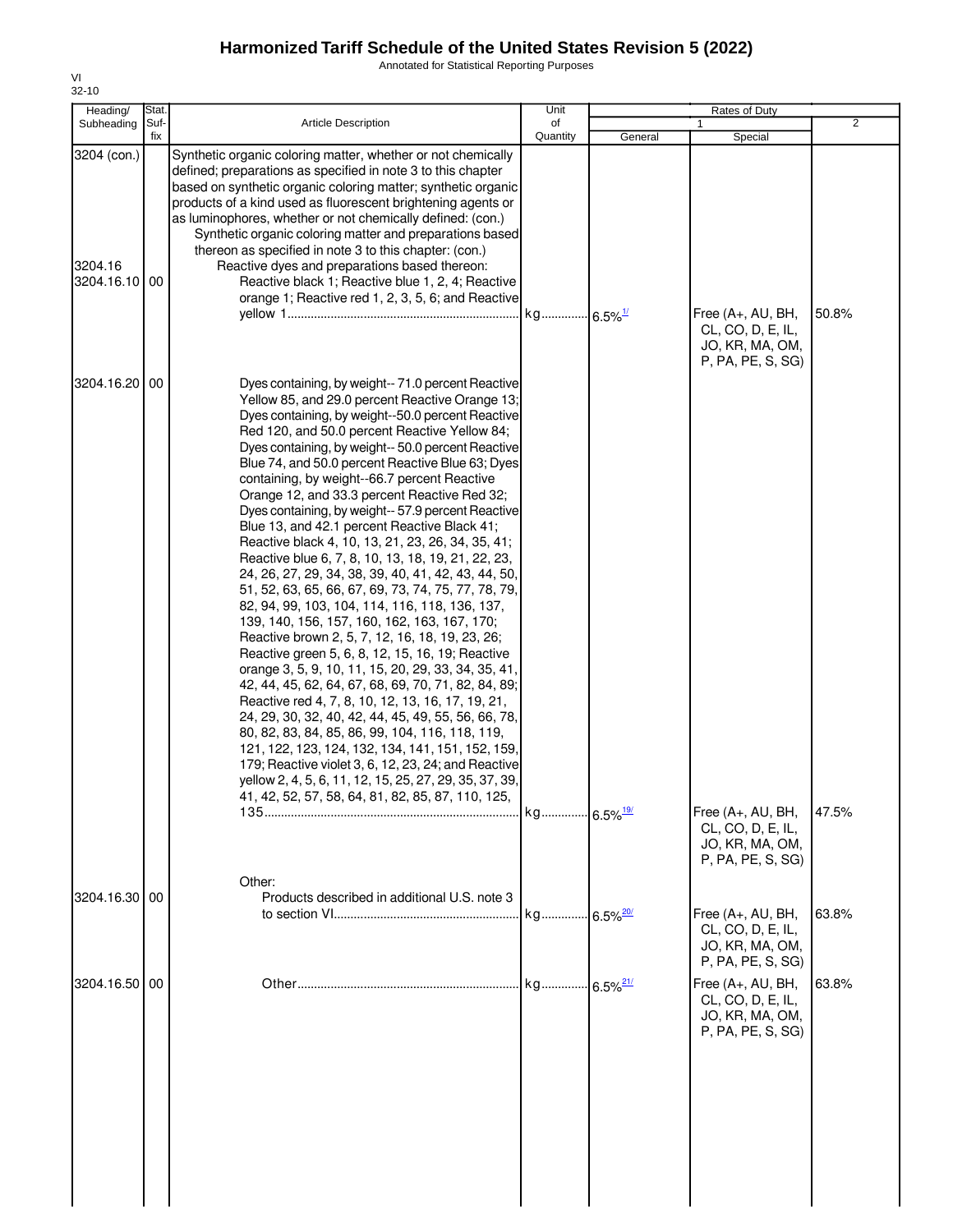# Harmonized Tariff Schedule of the United States Revision 5 (2022)

Annotated for Statistical Reporting Purposes

VI
32-10

| Heading/ Subheading | Stat. Suf- fix | Article Description | Unit of Quantity | Rates of Duty 1 General | Special | 2 |
|---|---|---|---|---|---|---|
| 3204 (con.) | | Synthetic organic coloring matter, whether or not chemically defined; preparations as specified in note 3 to this chapter based on synthetic organic coloring matter; synthetic organic products of a kind used as fluorescent brightening agents or as luminophores, whether or not chemically defined: (con.) | | | | |
| | | Synthetic organic coloring matter and preparations based thereon as specified in note 3 to this chapter: (con.) | | | | |
| 3204.16 | | Reactive dyes and preparations based thereon: | | | | |
| 3204.16.10 | 00 | Reactive black 1; Reactive blue 1, 2, 4; Reactive orange 1; Reactive red 1, 2, 3, 5, 6; and Reactive yellow 1 | kg | 6.5% [1/] | Free (A+, AU, BH, CL, CO, D, E, IL, JO, KR, MA, OM, P, PA, PE, S, SG) | 50.8% |
| 3204.16.20 | 00 | Dyes containing, by weight-- 71.0 percent Reactive Yellow 85, and 29.0 percent Reactive Orange 13; Dyes containing, by weight--50.0 percent Reactive Red 120, and 50.0 percent Reactive Yellow 84; Dyes containing, by weight-- 50.0 percent Reactive Blue 74, and 50.0 percent Reactive Blue 63; Dyes containing, by weight--66.7 percent Reactive Orange 12, and 33.3 percent Reactive Red 32; Dyes containing, by weight-- 57.9 percent Reactive Blue 13, and 42.1 percent Reactive Black 41; Reactive black 4, 10, 13, 21, 23, 26, 34, 35, 41; Reactive blue 6, 7, 8, 10, 13, 18, 19, 21, 22, 23, 24, 26, 27, 29, 34, 38, 39, 40, 41, 42, 43, 44, 50, 51, 52, 63, 65, 66, 67, 69, 73, 74, 75, 77, 78, 79, 82, 94, 99, 103, 104, 114, 116, 118, 136, 137, 139, 140, 156, 157, 160, 162, 163, 167, 170; Reactive brown 2, 5, 7, 12, 16, 18, 19, 23, 26; Reactive green 5, 6, 8, 12, 15, 16, 19; Reactive orange 3, 5, 9, 10, 11, 15, 20, 29, 33, 34, 35, 41, 42, 44, 45, 62, 64, 67, 68, 69, 70, 71, 82, 84, 89; Reactive red 4, 7, 8, 10, 12, 13, 16, 17, 19, 21, 24, 29, 30, 32, 40, 42, 44, 45, 49, 55, 56, 66, 78, 80, 82, 83, 84, 85, 86, 99, 104, 116, 118, 119, 121, 122, 123, 124, 132, 134, 141, 151, 152, 159, 179; Reactive violet 3, 6, 12, 23, 24; and Reactive yellow 2, 4, 5, 6, 11, 12, 15, 25, 27, 29, 35, 37, 39, 41, 42, 52, 57, 58, 64, 81, 82, 85, 87, 110, 125, 135 | kg | 6.5% [19/] | Free (A+, AU, BH, CL, CO, D, E, IL, JO, KR, MA, OM, P, PA, PE, S, SG) | 47.5% |
| | | Other: | | | | |
| 3204.16.30 | 00 | Products described in additional U.S. note 3 to section VI | kg | 6.5% [20/] | Free (A+, AU, BH, CL, CO, D, E, IL, JO, KR, MA, OM, P, PA, PE, S, SG) | 63.8% |
| 3204.16.50 | 00 | Other | kg | 6.5% [21/] | Free (A+, AU, BH, CL, CO, D, E, IL, JO, KR, MA, OM, P, PA, PE, S, SG) | 63.8% |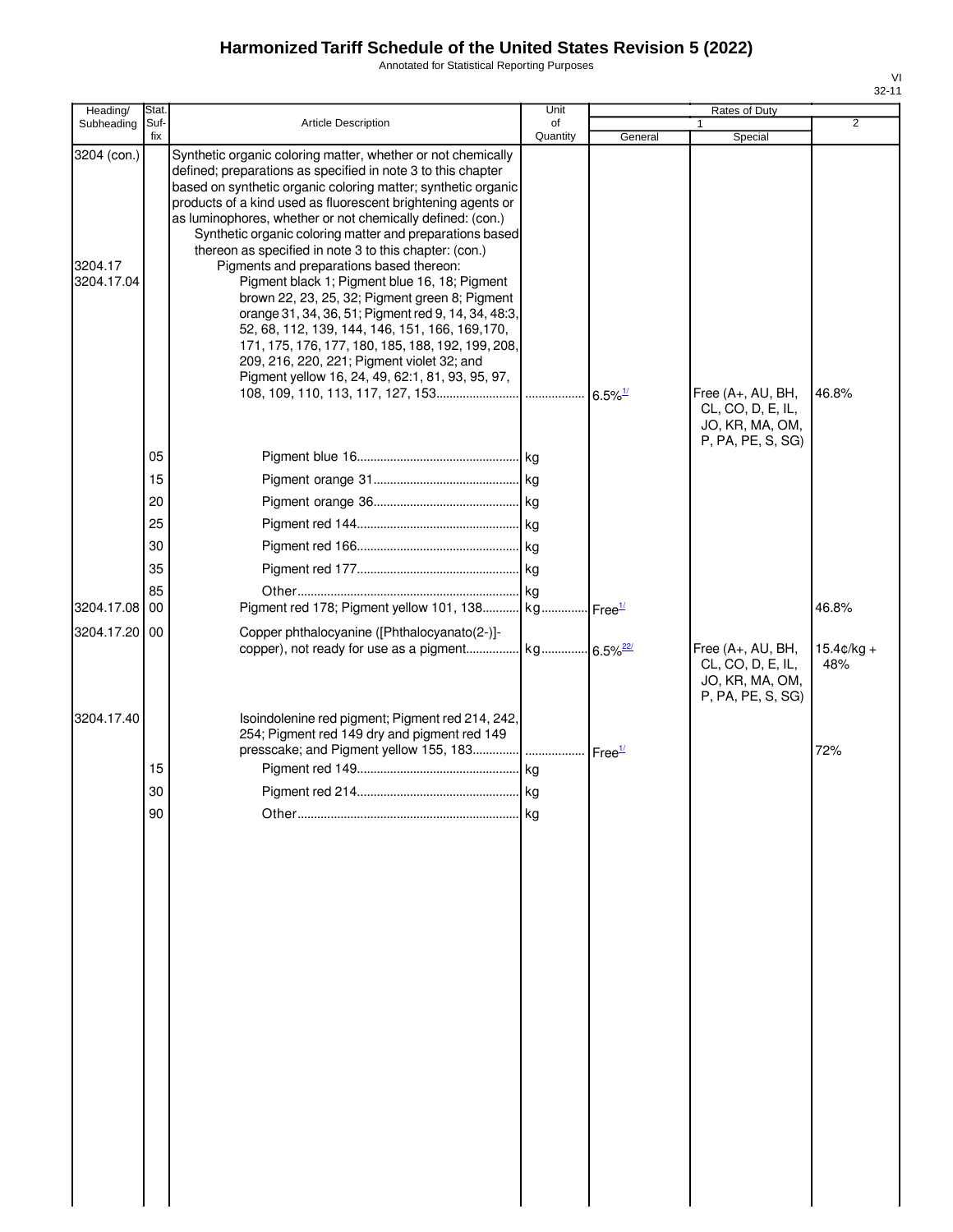# Harmonized Tariff Schedule of the United States Revision 5 (2022)

Annotated for Statistical Reporting Purposes

VI
32-11

| Heading/ Subheading | Stat. Suf- fix | Article Description | Unit of Quantity | Rates of Duty 1 General | Special | 2 |
|---|---|---|---|---|---|---|
| 3204 (con.) | | Synthetic organic coloring matter, whether or not chemically defined; preparations as specified in note 3 to this chapter based on synthetic organic coloring matter; synthetic organic products of a kind used as fluorescent brightening agents or as luminophores, whether or not chemically defined: (con.) | | | | |
| | | Synthetic organic coloring matter and preparations based thereon as specified in note 3 to this chapter: (con.) | | | | |
| 3204.17 | | Pigments and preparations based thereon: | | | | |
| 3204.17.04 | | Pigment black 1; Pigment blue 16, 18; Pigment brown 22, 23, 25, 32; Pigment green 8; Pigment orange 31, 34, 36, 51; Pigment red 9, 14, 34, 48:3, 52, 68, 112, 139, 144, 146, 151, 166, 169,170, 171, 175, 176, 177, 180, 185, 188, 192, 199, 208, 209, 216, 220, 221; Pigment violet 32; and Pigment yellow 16, 24, 49, 62:1, 81, 93, 95, 97, 108, 109, 110, 113, 117, 127, 153 | | 6.5%[1/] | Free (A+, AU, BH, CL, CO, D, E, IL, JO, KR, MA, OM, P, PA, PE, S, SG) | 46.8% |
| | 05 | Pigment blue 16 | kg | | | |
| | 15 | Pigment orange 31 | kg | | | |
| | 20 | Pigment orange 36 | kg | | | |
| | 25 | Pigment red 144 | kg | | | |
| | 30 | Pigment red 166 | kg | | | |
| | 35 | Pigment red 177 | kg | | | |
| | 85 | Other | kg | | | |
| 3204.17.08 | 00 | Pigment red 178; Pigment yellow 101, 138 | kg | Free[1/] | | 46.8% |
| 3204.17.20 | 00 | Copper phthalocyanine ([Phthalocyanato(2-)]-copper), not ready for use as a pigment | kg | 6.5%[22/] | Free (A+, AU, BH, CL, CO, D, E, IL, JO, KR, MA, OM, P, PA, PE, S, SG) | 15.4¢/kg + 48% |
| 3204.17.40 | | Isoindolenine red pigment; Pigment red 214, 242, 254; Pigment red 149 dry and pigment red 149 presscake; and Pigment yellow 155, 183 | | Free[1/] | | 72% |
| | 15 | Pigment red 149 | kg | | | |
| | 30 | Pigment red 214 | kg | | | |
| | 90 | Other | kg | | | |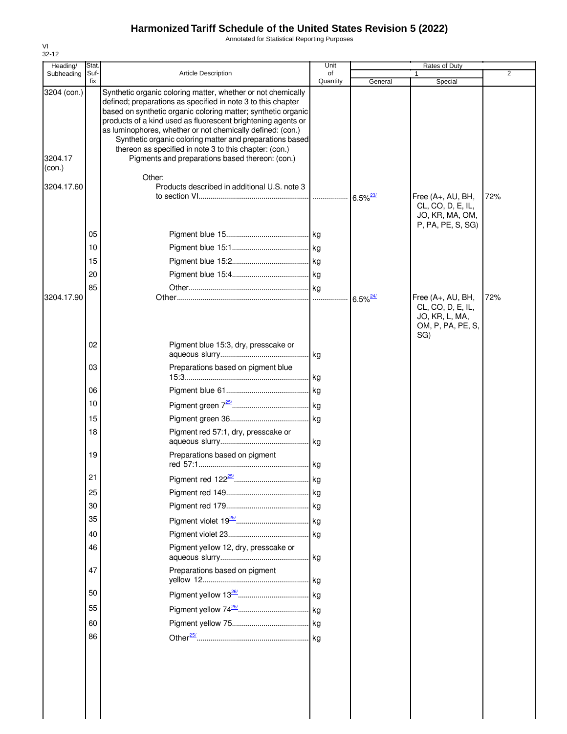# Harmonized Tariff Schedule of the United States Revision 5 (2022)

Annotated for Statistical Reporting Purposes

VI
32-12

| Heading/ Subheading | Stat. Suf- fix | Article Description | Unit of Quantity | Rates of Duty 1 General | Special | 2 |
|---|---|---|---|---|---|---|
| 3204 (con.) | | Synthetic organic coloring matter, whether or not chemically defined; preparations as specified in note 3 to this chapter based on synthetic organic coloring matter; synthetic organic products of a kind used as fluorescent brightening agents or as luminophores, whether or not chemically defined: (con.) | | | | |
| | | Synthetic organic coloring matter and preparations based thereon as specified in note 3 to this chapter: (con.) | | | | |
| 3204.17 (con.) | | Pigments and preparations based thereon: (con.) | | | | |
| | | Other: | | | | |
| 3204.17.60 | | Products described in additional U.S. note 3 to section VI | | 6.5%[23/] | Free (A+, AU, BH, CL, CO, D, E, IL, JO, KR, MA, OM, P, PA, PE, S, SG) | 72% |
| | 05 | Pigment blue 15 | kg | | | |
| | 10 | Pigment blue 15:1 | kg | | | |
| | 15 | Pigment blue 15:2 | kg | | | |
| | 20 | Pigment blue 15:4 | kg | | | |
| | 85 | Other | kg | | | |
| 3204.17.90 | | Other | | 6.5%[24/] | Free (A+, AU, BH, CL, CO, D, E, IL, JO, KR, L, MA, OM, P, PA, PE, S, SG) | 72% |
| | 02 | Pigment blue 15:3, dry, presscake or aqueous slurry | kg | | | |
| | 03 | Preparations based on pigment blue 15:3 | kg | | | |
| | 06 | Pigment blue 61 | kg | | | |
| | 10 | Pigment green 7[25/] | kg | | | |
| | 15 | Pigment green 36 | kg | | | |
| | 18 | Pigment red 57:1, dry, presscake or aqueous slurry | kg | | | |
| | 19 | Preparations based on pigment red 57:1 | kg | | | |
| | 21 | Pigment red 122[25/] | kg | | | |
| | 25 | Pigment red 149 | kg | | | |
| | 30 | Pigment red 179 | kg | | | |
| | 35 | Pigment violet 19[25/] | kg | | | |
| | 40 | Pigment violet 23 | kg | | | |
| | 46 | Pigment yellow 12, dry, presscake or aqueous slurry | kg | | | |
| | 47 | Preparations based on pigment yellow 12 | kg | | | |
| | 50 | Pigment yellow 13[26/] | kg | | | |
| | 55 | Pigment yellow 74[25/] | kg | | | |
| | 60 | Pigment yellow 75 | kg | | | |
| | 86 | Other[25/] | kg | | | |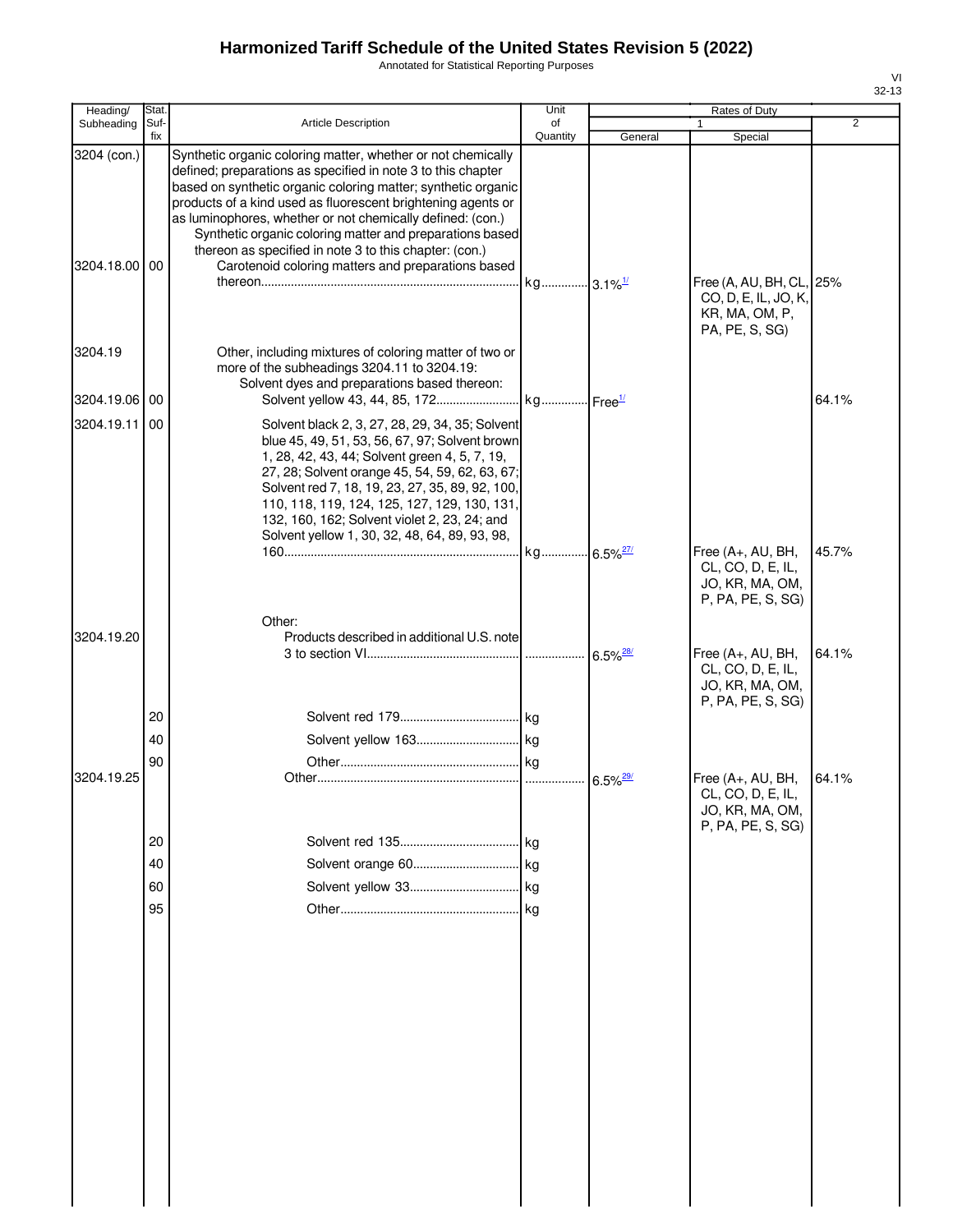# Harmonized Tariff Schedule of the United States Revision 5 (2022)

Annotated for Statistical Reporting Purposes

| Heading/ Subheading | Stat. Suf- fix | Article Description | Unit of Quantity | Rates of Duty 1 General | Rates of Duty 1 Special | Rates of Duty 2 |
|---|---|---|---|---|---|---|
| 3204 (con.) | | Synthetic organic coloring matter, whether or not chemically defined; preparations as specified in note 3 to this chapter based on synthetic organic coloring matter; synthetic organic products of a kind used as fluorescent brightening agents or as luminophores, whether or not chemically defined: (con.) | | | | |
| | | Synthetic organic coloring matter and preparations based thereon as specified in note 3 to this chapter: (con.) | | | | |
| 3204.18.00 | 00 | Carotenoid coloring matters and preparations based thereon | kg | 3.1%[1/] | Free (A, AU, BH, CL, CO, D, E, IL, JO, K, KR, MA, OM, P, PA, PE, S, SG) | 25% |
| 3204.19 | | Other, including mixtures of coloring matter of two or more of the subheadings 3204.11 to 3204.19: | | | | |
| | | Solvent dyes and preparations based thereon: | | | | |
| 3204.19.06 | 00 | Solvent yellow 43, 44, 85, 172 | kg | Free[1/] | | 64.1% |
| 3204.19.11 | 00 | Solvent black 2, 3, 27, 28, 29, 34, 35; Solvent blue 45, 49, 51, 53, 56, 67, 97; Solvent brown 1, 28, 42, 43, 44; Solvent green 4, 5, 7, 19, 27, 28; Solvent orange 45, 54, 59, 62, 63, 67; Solvent red 7, 18, 19, 23, 27, 35, 89, 92, 100, 110, 118, 119, 124, 125, 127, 129, 130, 131, 132, 160, 162; Solvent violet 2, 23, 24; and Solvent yellow 1, 30, 32, 48, 64, 89, 93, 98, 160 | kg | 6.5%[27/] | Free (A+, AU, BH, CL, CO, D, E, IL, JO, KR, MA, OM, P, PA, PE, S, SG) | 45.7% |
| | | Other: | | | | |
| 3204.19.20 | | Products described in additional U.S. note 3 to section VI | | 6.5%[28/] | Free (A+, AU, BH, CL, CO, D, E, IL, JO, KR, MA, OM, P, PA, PE, S, SG) | 64.1% |
| | 20 | Solvent red 179 | kg | | | |
| | 40 | Solvent yellow 163 | kg | | | |
| | 90 | Other | kg | | | |
| 3204.19.25 | | Other | | 6.5%[29/] | Free (A+, AU, BH, CL, CO, D, E, IL, JO, KR, MA, OM, P, PA, PE, S, SG) | 64.1% |
| | 20 | Solvent red 135 | kg | | | |
| | 40 | Solvent orange 60 | kg | | | |
| | 60 | Solvent yellow 33 | kg | | | |
| | 95 | Other | kg | | | |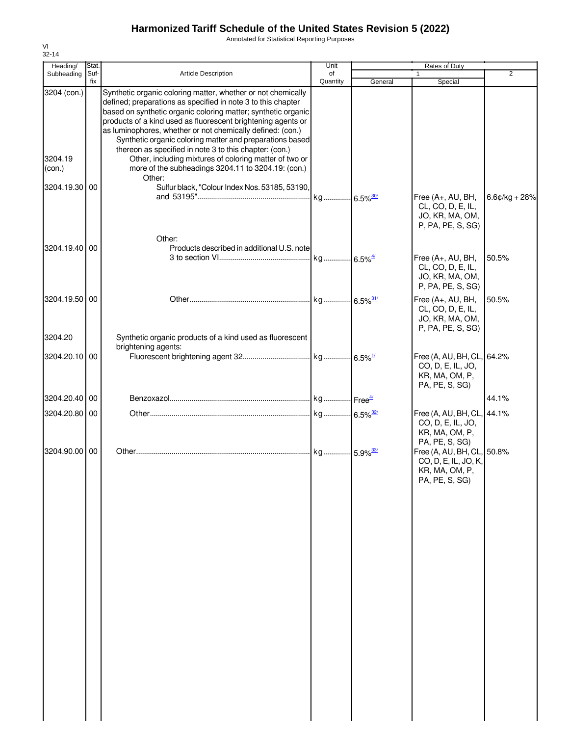# Harmonized Tariff Schedule of the United States Revision 5 (2022)

Annotated for Statistical Reporting Purposes

VI
32-14

| Heading/ Subheading | Stat. Suf-fix | Article Description | Unit of Quantity | Rates of Duty 1 General | Special | 2 |
|---|---|---|---|---|---|---|
| 3204 (con.) | | Synthetic organic coloring matter, whether or not chemically defined; preparations as specified in note 3 to this chapter based on synthetic organic coloring matter; synthetic organic products of a kind used as fluorescent brightening agents or as luminophores, whether or not chemically defined: (con.) | | | | |
| | | Synthetic organic coloring matter and preparations based thereon as specified in note 3 to this chapter: (con.) | | | | |
| 3204.19 (con.) | | Other, including mixtures of coloring matter of two or more of the subheadings 3204.11 to 3204.19: (con.) | | | | |
| | | Other: | | | | |
| 3204.19.30 | 00 | Sulfur black, "Colour Index Nos. 53185, 53190, and 53195" | kg | 6.5%[30/] | Free (A+, AU, BH, CL, CO, D, E, IL, JO, KR, MA, OM, P, PA, PE, S, SG) | 6.6¢/kg + 28% |
| | | Other: | | | | |
| 3204.19.40 | 00 | Products described in additional U.S. note 3 to section VI | kg | 6.5%[4/] | Free (A+, AU, BH, CL, CO, D, E, IL, JO, KR, MA, OM, P, PA, PE, S, SG) | 50.5% |
| 3204.19.50 | 00 | Other | kg | 6.5%[31/] | Free (A+, AU, BH, CL, CO, D, E, IL, JO, KR, MA, OM, P, PA, PE, S, SG) | 50.5% |
| 3204.20 | | Synthetic organic products of a kind used as fluorescent brightening agents: | | | | |
| 3204.20.10 | 00 | Fluorescent brightening agent 32 | kg | 6.5%[1/] | Free (A, AU, BH, CL, CO, D, E, IL, JO, KR, MA, OM, P, PA, PE, S, SG) | 64.2% |
| 3204.20.40 | 00 | Benzoxazol | kg | Free[4/] | | 44.1% |
| 3204.20.80 | 00 | Other | kg | 6.5%[32/] | Free (A, AU, BH, CL, CO, D, E, IL, JO, KR, MA, OM, P, PA, PE, S, SG) | 44.1% |
| 3204.90.00 | 00 | Other | kg | 5.9%[33/] | Free (A, AU, BH, CL, CO, D, E, IL, JO, K, KR, MA, OM, P, PA, PE, S, SG) | 50.8% |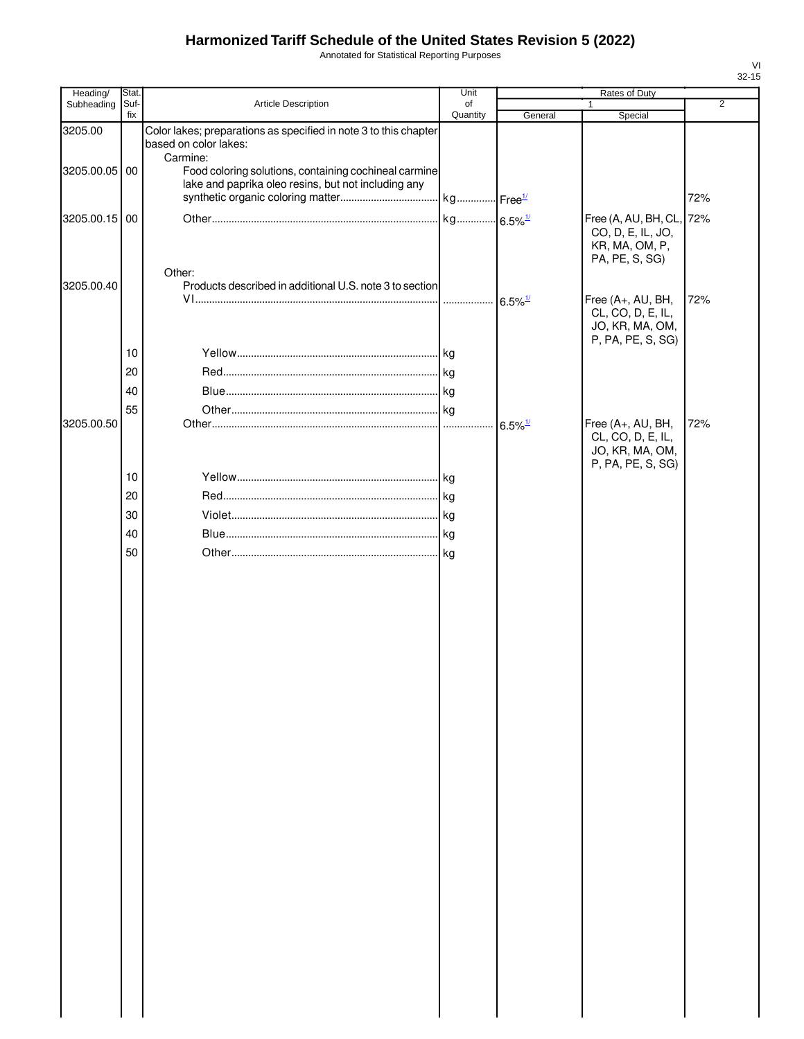# Harmonized Tariff Schedule of the United States Revision 5 (2022)

Annotated for Statistical Reporting Purposes

| Heading/ Subheading | Stat. Suf- fix | Article Description | Unit of Quantity | Rates of Duty 1 General | Special | 2 |
|---|---|---|---|---|---|---|
| 3205.00 | | Color lakes; preparations as specified in note 3 to this chapter based on color lakes: | | | | |
| | | Carmine: | | | | |
| 3205.00.05 | 00 | Food coloring solutions, containing cochineal carmine lake and paprika oleo resins, but not including any synthetic organic coloring matter | kg | Free[1/] | | 72% |
| 3205.00.15 | 00 | Other | kg | 6.5%[1/] | Free (A, AU, BH, CL, CO, D, E, IL, JO, KR, MA, OM, P, PA, PE, S, SG) | 72% |
| | | Other: | | | | |
| 3205.00.40 | | Products described in additional U.S. note 3 to section VI | | 6.5%[1/] | Free (A+, AU, BH, CL, CO, D, E, IL, JO, KR, MA, OM, P, PA, PE, S, SG) | 72% |
| | 10 | Yellow | kg | | | |
| | 20 | Red | kg | | | |
| | 40 | Blue | kg | | | |
| | 55 | Other | kg | | | |
| 3205.00.50 | | Other | | 6.5%[1/] | Free (A+, AU, BH, CL, CO, D, E, IL, JO, KR, MA, OM, P, PA, PE, S, SG) | 72% |
| | 10 | Yellow | kg | | | |
| | 20 | Red | kg | | | |
| | 30 | Violet | kg | | | |
| | 40 | Blue | kg | | | |
| | 50 | Other | kg | | | |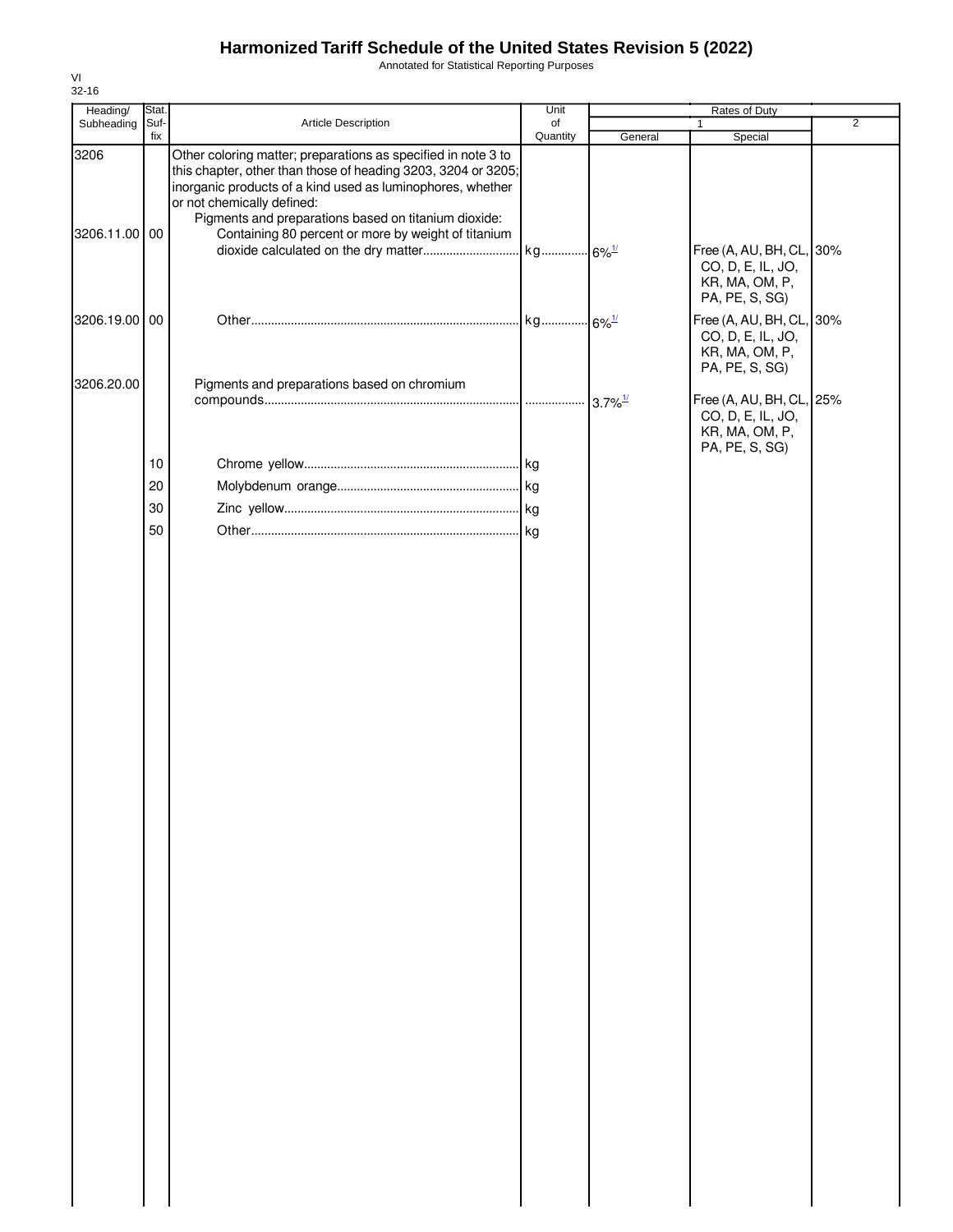# Harmonized Tariff Schedule of the United States Revision 5 (2022)

Annotated for Statistical Reporting Purposes

VI
32-16

| Heading/ Subheading | Stat. Suf-fix | Article Description | Unit of Quantity | Rates of Duty 1 General | Special | 2 |
|---|---|---|---|---|---|---|
| 3206 | | Other coloring matter; preparations as specified in note 3 to this chapter, other than those of heading 3203, 3204 or 3205; inorganic products of a kind used as luminophores, whether or not chemically defined: | | | | |
| | | Pigments and preparations based on titanium dioxide: | | | | |
| 3206.11.00 | 00 | Containing 80 percent or more by weight of titanium dioxide calculated on the dry matter | kg | 6%[1/] | Free (A, AU, BH, CL, CO, D, E, IL, JO, KR, MA, OM, P, PA, PE, S, SG) | 30% |
| 3206.19.00 | 00 | Other | kg | 6%[1/] | Free (A, AU, BH, CL, CO, D, E, IL, JO, KR, MA, OM, P, PA, PE, S, SG) | 30% |
| 3206.20.00 | | Pigments and preparations based on chromium compounds | | 3.7%[1/] | Free (A, AU, BH, CL, CO, D, E, IL, JO, KR, MA, OM, P, PA, PE, S, SG) | 25% |
| | 10 | Chrome yellow | kg | | | |
| | 20 | Molybdenum orange | kg | | | |
| | 30 | Zinc yellow | kg | | | |
| | 50 | Other | kg | | | |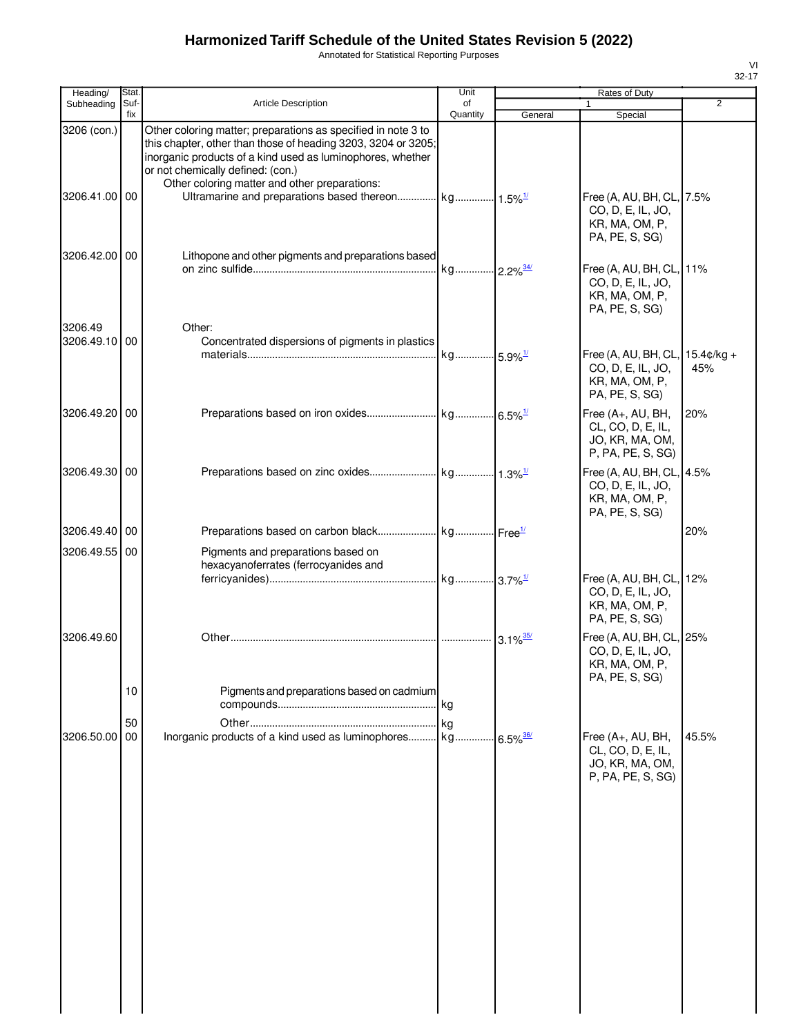# Harmonized Tariff Schedule of the United States Revision 5 (2022)

Annotated for Statistical Reporting Purposes

| Heading/ Subheading | Stat. Suf- fix | Article Description | Unit of Quantity | Rates of Duty | | |
|---|---|---|---|---|---|---|
| | | | | 1 | | 2 |
| | | | | General | Special | |
| 3206 (con.) | | Other coloring matter; preparations as specified in note 3 to this chapter, other than those of heading 3203, 3204 or 3205; inorganic products of a kind used as luminophores, whether or not chemically defined: (con.) | | | | |
| | | Other coloring matter and other preparations: | | | | |
| 3206.41.00 | 00 | Ultramarine and preparations based thereon | kg | 1.5% [1/] | Free (A, AU, BH, CL, CO, D, E, IL, JO, KR, MA, OM, P, PA, PE, S, SG) | 7.5% |
| 3206.42.00 | 00 | Lithopone and other pigments and preparations based on zinc sulfide | kg | 2.2% [34/] | Free (A, AU, BH, CL, CO, D, E, IL, JO, KR, MA, OM, P, PA, PE, S, SG) | 11% |
| 3206.49 | | Other: | | | | |
| 3206.49.10 | 00 | Concentrated dispersions of pigments in plastics materials | kg | 5.9% [1/] | Free (A, AU, BH, CL, CO, D, E, IL, JO, KR, MA, OM, P, PA, PE, S, SG) | 15.4¢/kg + 45% |
| 3206.49.20 | 00 | Preparations based on iron oxides | kg | 6.5% [1/] | Free (A+, AU, BH, CL, CO, D, E, IL, JO, KR, MA, OM, P, PA, PE, S, SG) | 20% |
| 3206.49.30 | 00 | Preparations based on zinc oxides | kg | 1.3% [1/] | Free (A, AU, BH, CL, CO, D, E, IL, JO, KR, MA, OM, P, PA, PE, S, SG) | 4.5% |
| 3206.49.40 | 00 | Preparations based on carbon black | kg | Free [1/] | | 20% |
| 3206.49.55 | 00 | Pigments and preparations based on hexacyanoferrates (ferrocyanides and ferricyanides) | kg | 3.7% [1/] | Free (A, AU, BH, CL, CO, D, E, IL, JO, KR, MA, OM, P, PA, PE, S, SG) | 12% |
| 3206.49.60 | | Other | | 3.1% [35/] | Free (A, AU, BH, CL, CO, D, E, IL, JO, KR, MA, OM, P, PA, PE, S, SG) | 25% |
| | 10 | Pigments and preparations based on cadmium compounds | kg | | | |
| | 50 | Other | kg | | | |
| 3206.50.00 | 00 | Inorganic products of a kind used as luminophores | kg | 6.5% [36/] | Free (A+, AU, BH, CL, CO, D, E, IL, JO, KR, MA, OM, P, PA, PE, S, SG) | 45.5% |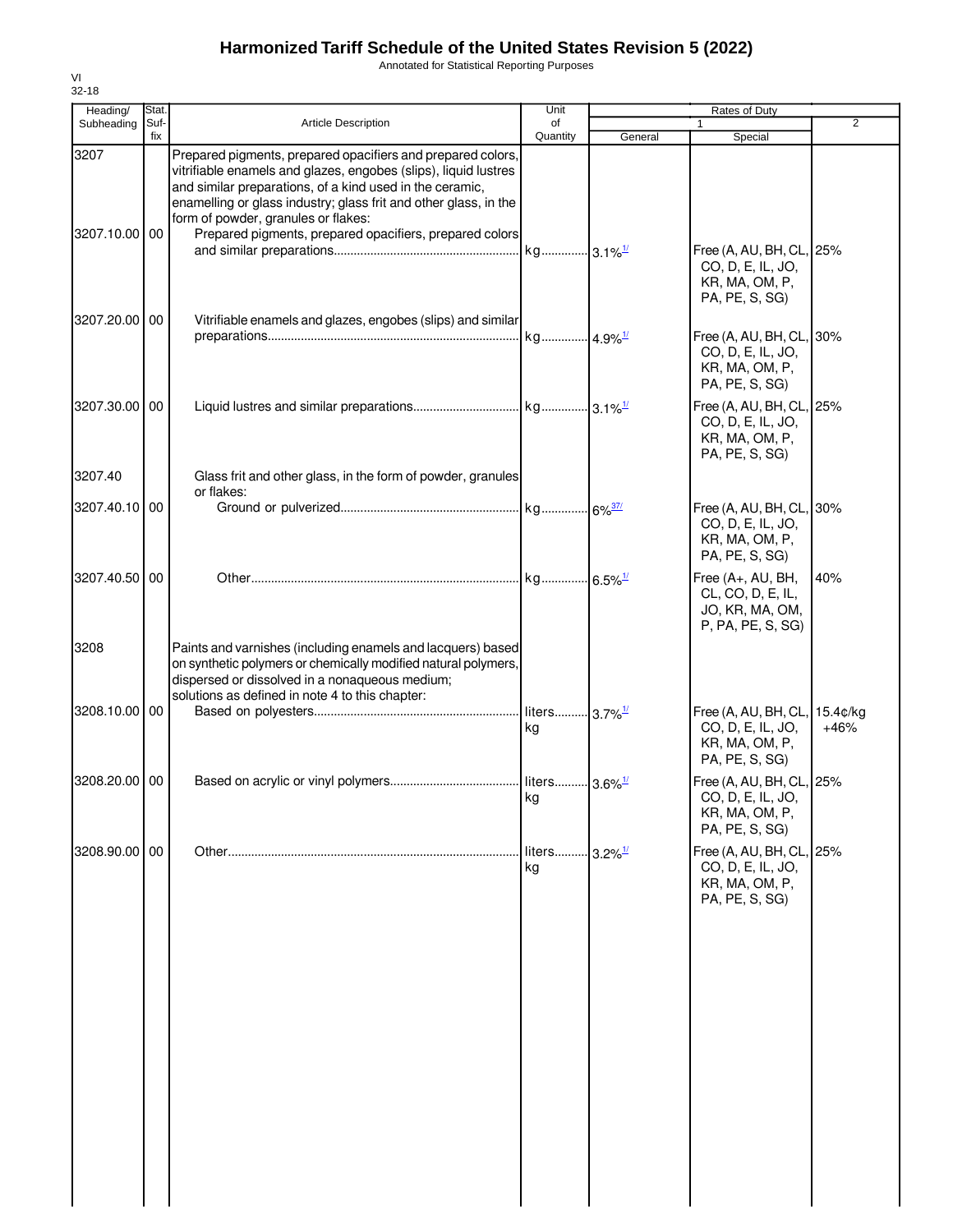# Harmonized Tariff Schedule of the United States Revision 5 (2022)

Annotated for Statistical Reporting Purposes

VI
32-18

| Heading/ Subheading | Stat. Suf-fix | Article Description | Unit of Quantity | Rates of Duty 1 General | Special | 2 |
|---|---|---|---|---|---|---|
| 3207 | | Prepared pigments, prepared opacifiers and prepared colors, vitrifiable enamels and glazes, engobes (slips), liquid lustres and similar preparations, of a kind used in the ceramic, enamelling or glass industry; glass frit and other glass, in the form of powder, granules or flakes: | | | | |
| 3207.10.00 | 00 | Prepared pigments, prepared opacifiers, prepared colors and similar preparations | kg | 3.1%[1/] | Free (A, AU, BH, CL, CO, D, E, IL, JO, KR, MA, OM, P, PA, PE, S, SG) | 25% |
| 3207.20.00 | 00 | Vitrifiable enamels and glazes, engobes (slips) and similar preparations | kg | 4.9%[1/] | Free (A, AU, BH, CL, CO, D, E, IL, JO, KR, MA, OM, P, PA, PE, S, SG) | 30% |
| 3207.30.00 | 00 | Liquid lustres and similar preparations | kg | 3.1%[1/] | Free (A, AU, BH, CL, CO, D, E, IL, JO, KR, MA, OM, P, PA, PE, S, SG) | 25% |
| 3207.40 | | Glass frit and other glass, in the form of powder, granules or flakes: | | | | |
| 3207.40.10 | 00 | Ground or pulverized | kg | 6%[37/] | Free (A, AU, BH, CL, CO, D, E, IL, JO, KR, MA, OM, P, PA, PE, S, SG) | 30% |
| 3207.40.50 | 00 | Other | kg | 6.5%[1/] | Free (A+, AU, BH, CL, CO, D, E, IL, JO, KR, MA, OM, P, PA, PE, S, SG) | 40% |
| 3208 | | Paints and varnishes (including enamels and lacquers) based on synthetic polymers or chemically modified natural polymers, dispersed or dissolved in a nonaqueous medium; solutions as defined in note 4 to this chapter: | | | | |
| 3208.10.00 | 00 | Based on polyesters | liters kg | 3.7%[1/] | Free (A, AU, BH, CL, CO, D, E, IL, JO, KR, MA, OM, P, PA, PE, S, SG) | 15.4¢/kg +46% |
| 3208.20.00 | 00 | Based on acrylic or vinyl polymers | liters kg | 3.6%[1/] | Free (A, AU, BH, CL, CO, D, E, IL, JO, KR, MA, OM, P, PA, PE, S, SG) | 25% |
| 3208.90.00 | 00 | Other | liters kg | 3.2%[1/] | Free (A, AU, BH, CL, CO, D, E, IL, JO, KR, MA, OM, P, PA, PE, S, SG) | 25% |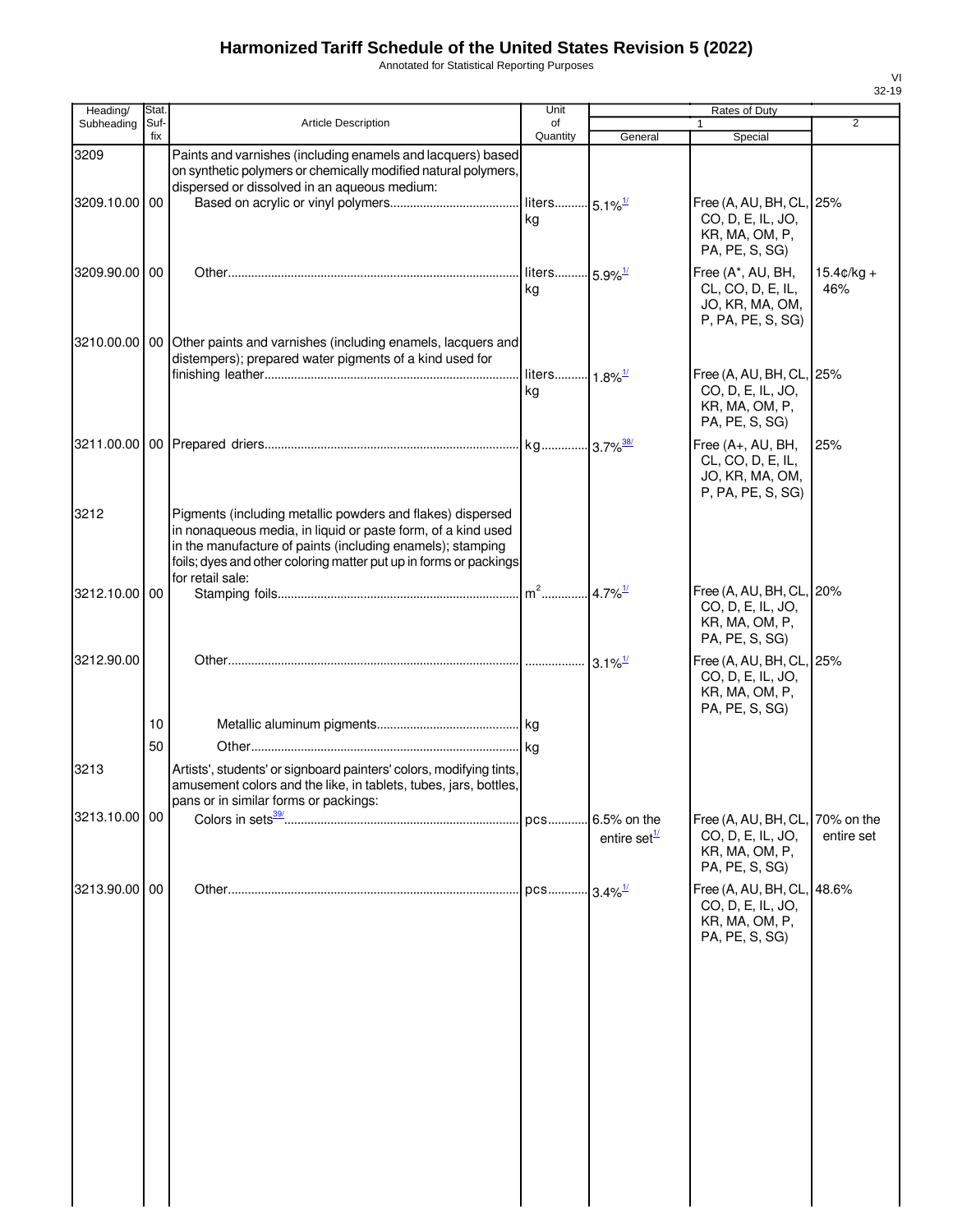# Harmonized Tariff Schedule of the United States Revision 5 (2022)

Annotated for Statistical Reporting Purposes

VI
32-19

| Heading/ Subheading | Stat. Suf- fix | Article Description | Unit of Quantity | Rates of Duty | | |
|---|---|---|---|---|---|---|
| | | | | 1 | | 2 |
| | | | | General | Special | |
| 3209 | | Paints and varnishes (including enamels and lacquers) based on synthetic polymers or chemically modified natural polymers, dispersed or dissolved in an aqueous medium: | | | | |
| 3209.10.00 | 00 | Based on acrylic or vinyl polymers | liters kg | 5.1%[1/] | Free (A, AU, BH, CL, CO, D, E, IL, JO, KR, MA, OM, P, PA, PE, S, SG) | 25% |
| 3209.90.00 | 00 | Other | liters kg | 5.9%[1/] | Free (A*, AU, BH, CL, CO, D, E, IL, JO, KR, MA, OM, P, PA, PE, S, SG) | 15.4¢/kg + 46% |
| 3210.00.00 | 00 | Other paints and varnishes (including enamels, lacquers and distempers); prepared water pigments of a kind used for finishing leather | liters kg | 1.8%[1/] | Free (A, AU, BH, CL, CO, D, E, IL, JO, KR, MA, OM, P, PA, PE, S, SG) | 25% |
| 3211.00.00 | 00 | Prepared driers | kg | 3.7%[38/] | Free (A+, AU, BH, CL, CO, D, E, IL, JO, KR, MA, OM, P, PA, PE, S, SG) | 25% |
| 3212 | | Pigments (including metallic powders and flakes) dispersed in nonaqueous media, in liquid or paste form, of a kind used in the manufacture of paints (including enamels); stamping foils; dyes and other coloring matter put up in forms or packings for retail sale: | | | | |
| 3212.10.00 | 00 | Stamping foils | $m^2$ | 4.7%[1/] | Free (A, AU, BH, CL, CO, D, E, IL, JO, KR, MA, OM, P, PA, PE, S, SG) | 20% |
| 3212.90.00 | | Other | | 3.1%[1/] | Free (A, AU, BH, CL, CO, D, E, IL, JO, KR, MA, OM, P, PA, PE, S, SG) | 25% |
| | 10 | Metallic aluminum pigments | kg | | | |
| | 50 | Other | kg | | | |
| 3213 | | Artists', students' or signboard painters' colors, modifying tints, amusement colors and the like, in tablets, tubes, jars, bottles, pans or in similar forms or packings: | | | | |
| 3213.10.00 | 00 | Colors in sets[39/] | pcs | 6.5% on the entire set[1/] | Free (A, AU, BH, CL, CO, D, E, IL, JO, KR, MA, OM, P, PA, PE, S, SG) | 70% on the entire set |
| 3213.90.00 | 00 | Other | pcs | 3.4%[1/] | Free (A, AU, BH, CL, CO, D, E, IL, JO, KR, MA, OM, P, PA, PE, S, SG) | 48.6% |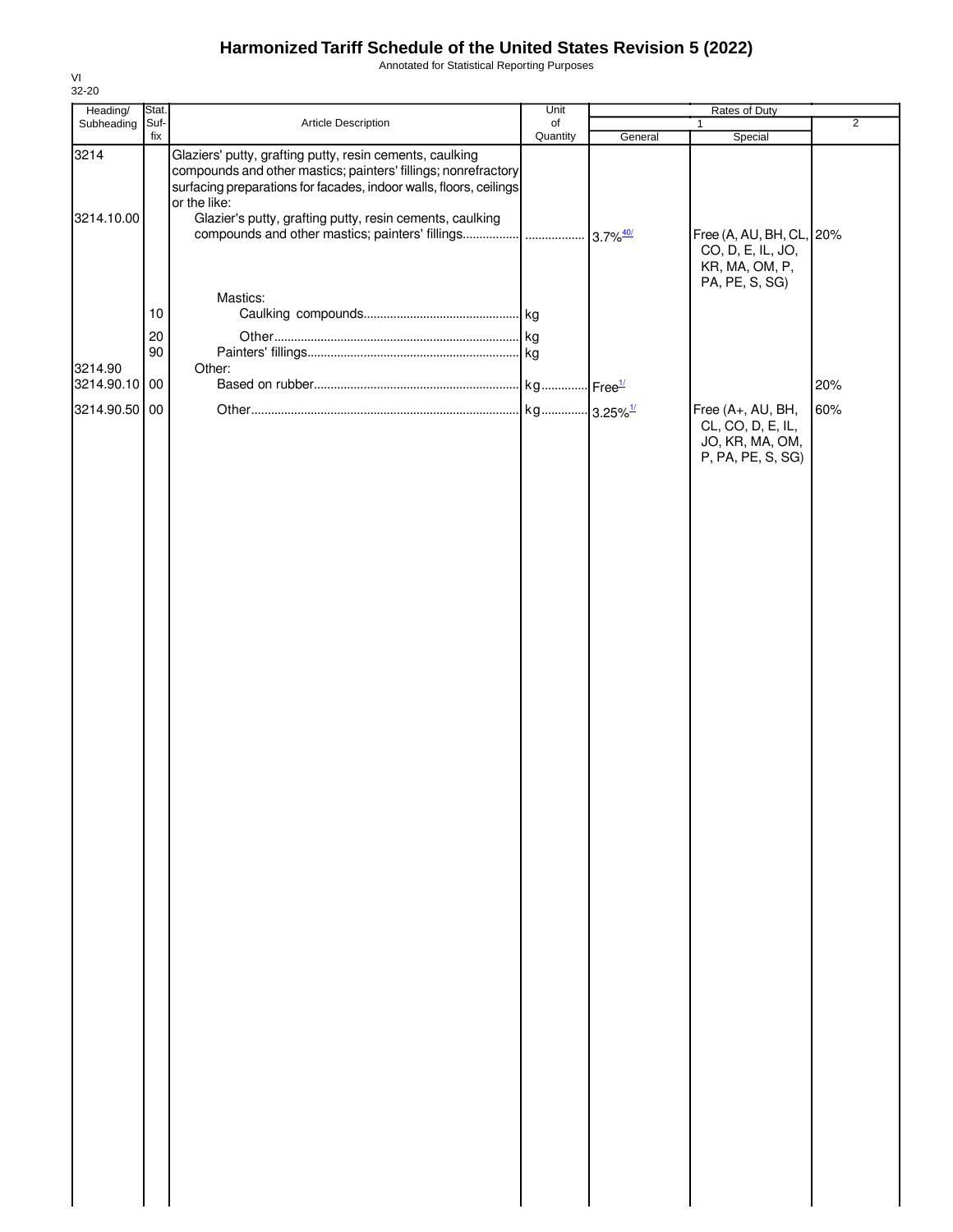# Harmonized Tariff Schedule of the United States Revision 5 (2022)

Annotated for Statistical Reporting Purposes

| Heading/ Subheading | Stat. Suf- fix | Article Description | Unit of Quantity | Rates of Duty 1 General | Special | 2 |
|---|---|---|---|---|---|---|
| 3214 | | Glaziers' putty, grafting putty, resin cements, caulking compounds and other mastics; painters' fillings; nonrefractory surfacing preparations for facades, indoor walls, floors, ceilings or the like: | | | | |
| 3214.10.00 | | Glazier's putty, grafting putty, resin cements, caulking compounds and other mastics; painters' fillings | | 3.7% [40/] | Free (A, AU, BH, CL, CO, D, E, IL, JO, KR, MA, OM, P, PA, PE, S, SG) | 20% |
| | | Mastics: | | | | |
| | 10 | Caulking compounds | kg | | | |
| | 20 | Other | kg | | | |
| | 90 | Painters' fillings | kg | | | |
| 3214.90 | | Other: | | | | |
| 3214.90.10 | 00 | Based on rubber | kg | Free [1/] | | 20% |
| 3214.90.50 | 00 | Other | kg | 3.25% [1/] | Free (A+, AU, BH, CL, CO, D, E, IL, JO, KR, MA, OM, P, PA, PE, S, SG) | 60% |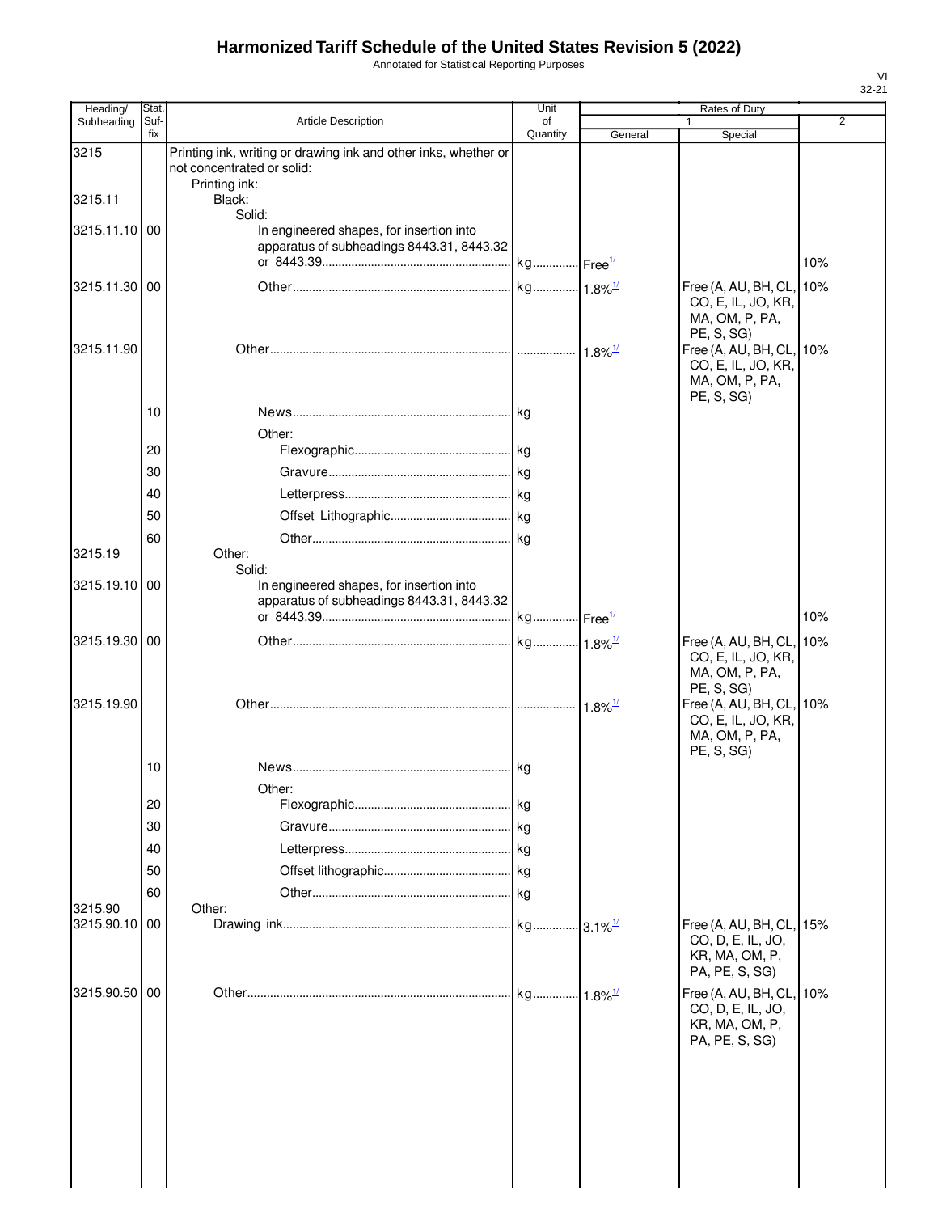# Harmonized Tariff Schedule of the United States Revision 5 (2022)

Annotated for Statistical Reporting Purposes

VI
32-21

| Heading/ Subheading | Stat. Suf- fix | Article Description | Unit of Quantity | Rates of Duty 1 General | Special | 2 |
|---|---|---|---|---|---|---|
| 3215 | | Printing ink, writing or drawing ink and other inks, whether or not concentrated or solid: | | | | |
| | | Printing ink: | | | | |
| 3215.11 | | Black: | | | | |
| | | Solid: | | | | |
| 3215.11.10 | 00 | In engineered shapes, for insertion into apparatus of subheadings 8443.31, 8443.32 or 8443.39 | kg | Free[1/] | | 10% |
| 3215.11.30 | 00 | Other | kg | 1.8%[1/] | Free (A, AU, BH, CL, CO, E, IL, JO, KR, MA, OM, P, PA, PE, S, SG) | 10% |
| 3215.11.90 | | Other | | 1.8%[1/] | Free (A, AU, BH, CL, CO, E, IL, JO, KR, MA, OM, P, PA, PE, S, SG) | 10% |
| | 10 | News | kg | | | |
| | | Other: | | | | |
| | 20 | Flexographic | kg | | | |
| | 30 | Gravure | kg | | | |
| | 40 | Letterpress | kg | | | |
| | 50 | Offset Lithographic | kg | | | |
| | 60 | Other | kg | | | |
| 3215.19 | | Other: | | | | |
| | | Solid: | | | | |
| 3215.19.10 | 00 | In engineered shapes, for insertion into apparatus of subheadings 8443.31, 8443.32 or 8443.39 | kg | Free[1/] | | 10% |
| 3215.19.30 | 00 | Other | kg | 1.8%[1/] | Free (A, AU, BH, CL, CO, E, IL, JO, KR, MA, OM, P, PA, PE, S, SG) | 10% |
| 3215.19.90 | | Other | | 1.8%[1/] | Free (A, AU, BH, CL, CO, E, IL, JO, KR, MA, OM, P, PA, PE, S, SG) | 10% |
| | 10 | News | kg | | | |
| | | Other: | | | | |
| | 20 | Flexographic | kg | | | |
| | 30 | Gravure | kg | | | |
| | 40 | Letterpress | kg | | | |
| | 50 | Offset lithographic | kg | | | |
| | 60 | Other | kg | | | |
| 3215.90 | | Other: | | | | |
| 3215.90.10 | 00 | Drawing ink | kg | 3.1%[1/] | Free (A, AU, BH, CL, CO, D, E, IL, JO, KR, MA, OM, P, PA, PE, S, SG) | 15% |
| 3215.90.50 | 00 | Other | kg | 1.8%[1/] | Free (A, AU, BH, CL, CO, D, E, IL, JO, KR, MA, OM, P, PA, PE, S, SG) | 10% |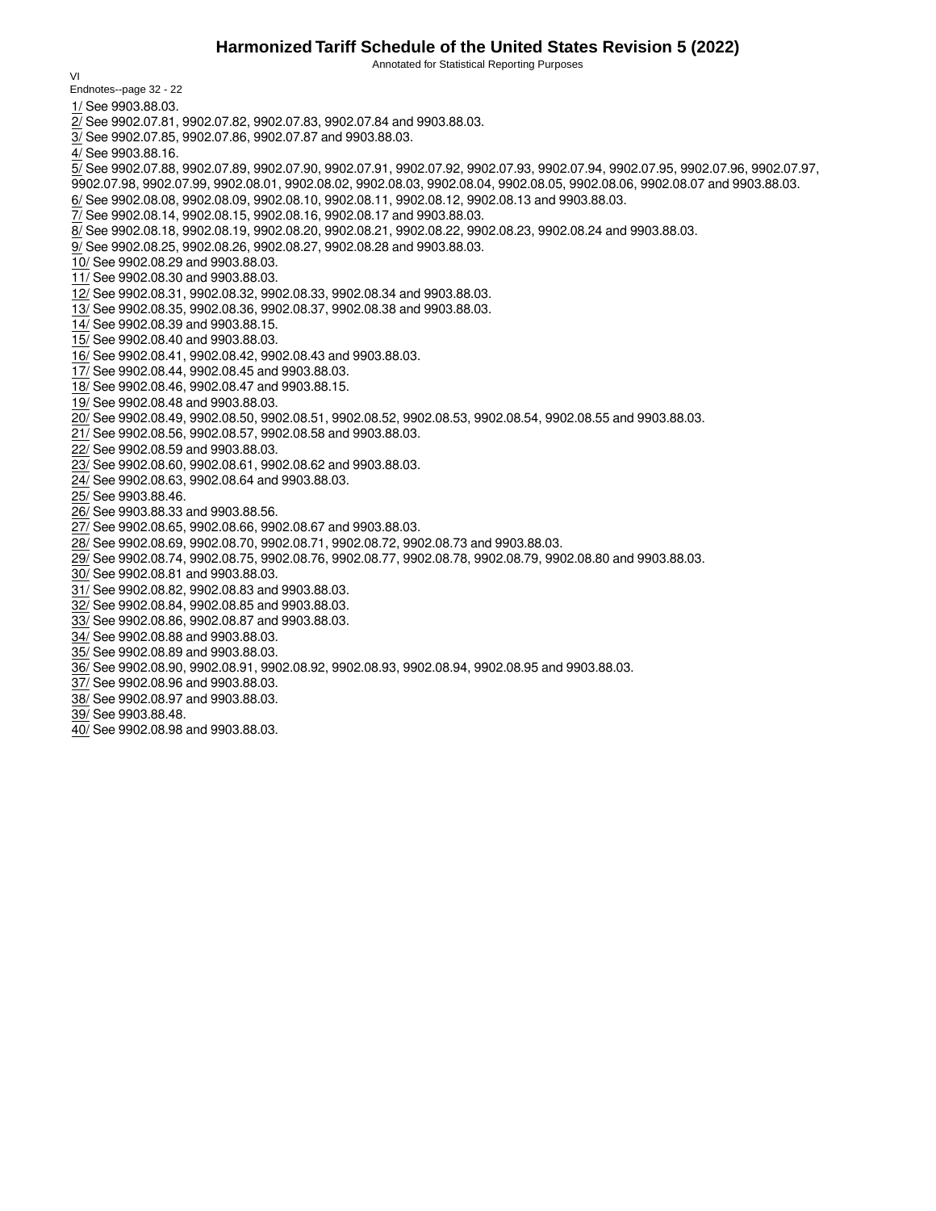VI

Endnotes--page 32 - 22

1/ See 9903.88.03.

2/ See 9902.07.81, 9902.07.82, 9902.07.83, 9902.07.84 and 9903.88.03.

3/ See 9902.07.85, 9902.07.86, 9902.07.87 and 9903.88.03.

4/ See 9903.88.16.

5/ See 9902.07.88, 9902.07.89, 9902.07.90, 9902.07.91, 9902.07.92, 9902.07.93, 9902.07.94, 9902.07.95, 9902.07.96, 9902.07.97, 9902.07.98, 9902.07.99, 9902.08.01, 9902.08.02, 9902.08.03, 9902.08.04, 9902.08.05, 9902.08.06, 9902.08.07 and 9903.88.03.

6/ See 9902.08.08, 9902.08.09, 9902.08.10, 9902.08.11, 9902.08.12, 9902.08.13 and 9903.88.03.

7/ See 9902.08.14, 9902.08.15, 9902.08.16, 9902.08.17 and 9903.88.03.

8/ See 9902.08.18, 9902.08.19, 9902.08.20, 9902.08.21, 9902.08.22, 9902.08.23, 9902.08.24 and 9903.88.03.

9/ See 9902.08.25, 9902.08.26, 9902.08.27, 9902.08.28 and 9903.88.03.

10/ See 9902.08.29 and 9903.88.03.

11/ See 9902.08.30 and 9903.88.03.

12/ See 9902.08.31, 9902.08.32, 9902.08.33, 9902.08.34 and 9903.88.03.

13/ See 9902.08.35, 9902.08.36, 9902.08.37, 9902.08.38 and 9903.88.03.

14/ See 9902.08.39 and 9903.88.15.

15/ See 9902.08.40 and 9903.88.03.

16/ See 9902.08.41, 9902.08.42, 9902.08.43 and 9903.88.03.

17/ See 9902.08.44, 9902.08.45 and 9903.88.03.

18/ See 9902.08.46, 9902.08.47 and 9903.88.15.

19/ See 9902.08.48 and 9903.88.03.

20/ See 9902.08.49, 9902.08.50, 9902.08.51, 9902.08.52, 9902.08.53, 9902.08.54, 9902.08.55 and 9903.88.03.

21/ See 9902.08.56, 9902.08.57, 9902.08.58 and 9903.88.03.

22/ See 9902.08.59 and 9903.88.03.

23/ See 9902.08.60, 9902.08.61, 9902.08.62 and 9903.88.03.

24/ See 9902.08.63, 9902.08.64 and 9903.88.03.

25/ See 9903.88.46.

26/ See 9903.88.33 and 9903.88.56.

27/ See 9902.08.65, 9902.08.66, 9902.08.67 and 9903.88.03.

28/ See 9902.08.69, 9902.08.70, 9902.08.71, 9902.08.72, 9902.08.73 and 9903.88.03.

29/ See 9902.08.74, 9902.08.75, 9902.08.76, 9902.08.77, 9902.08.78, 9902.08.79, 9902.08.80 and 9903.88.03.

30/ See 9902.08.81 and 9903.88.03.

31/ See 9902.08.82, 9902.08.83 and 9903.88.03.

32/ See 9902.08.84, 9902.08.85 and 9903.88.03.

33/ See 9902.08.86, 9902.08.87 and 9903.88.03.

34/ See 9902.08.88 and 9903.88.03.

35/ See 9902.08.89 and 9903.88.03.

36/ See 9902.08.90, 9902.08.91, 9902.08.92, 9902.08.93, 9902.08.94, 9902.08.95 and 9903.88.03.

37/ See 9902.08.96 and 9903.88.03.

38/ See 9902.08.97 and 9903.88.03.

39/ See 9903.88.48.

40/ See 9902.08.98 and 9903.88.03.